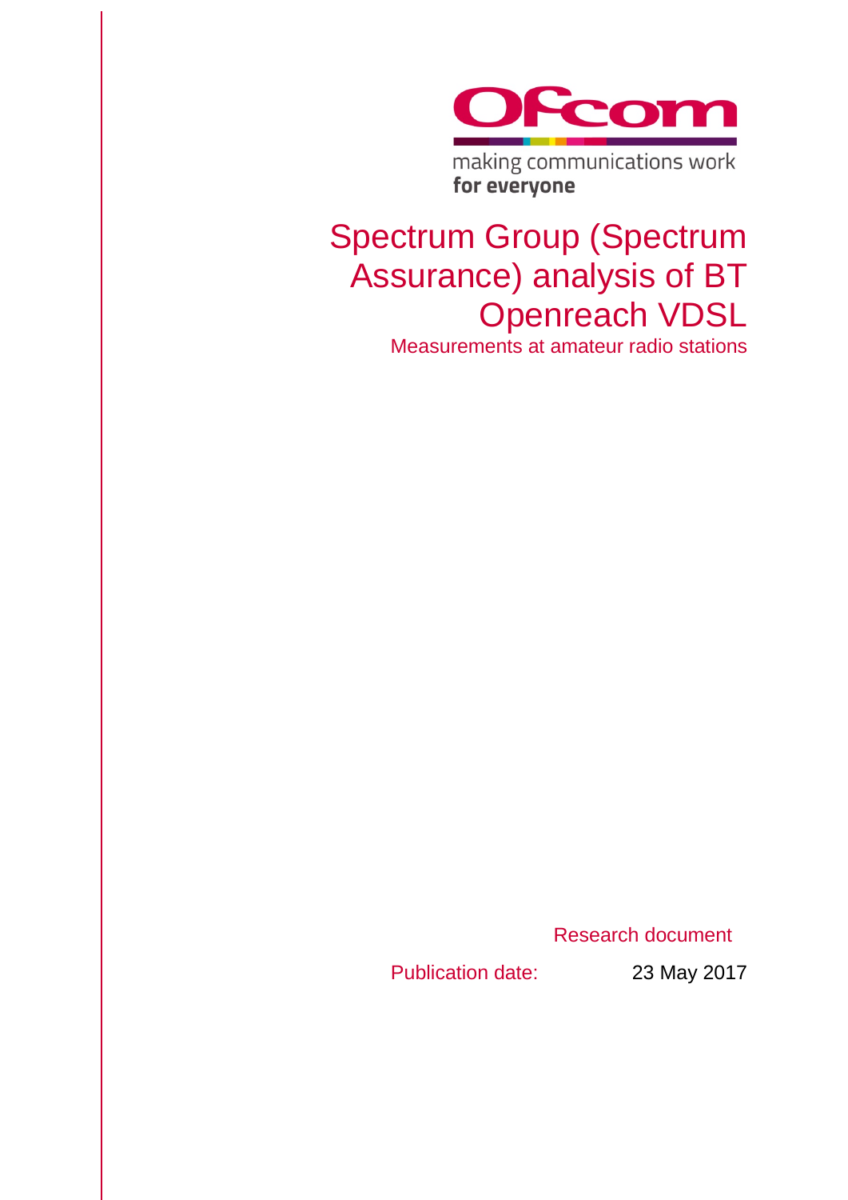Ofcom

making communications work
**for everyone**

# Spectrum Group (Spectrum Assurance) analysis of BT Openreach VDSL

## Measurements at amateur radio stations

Research document

Publication date: 23 May 2017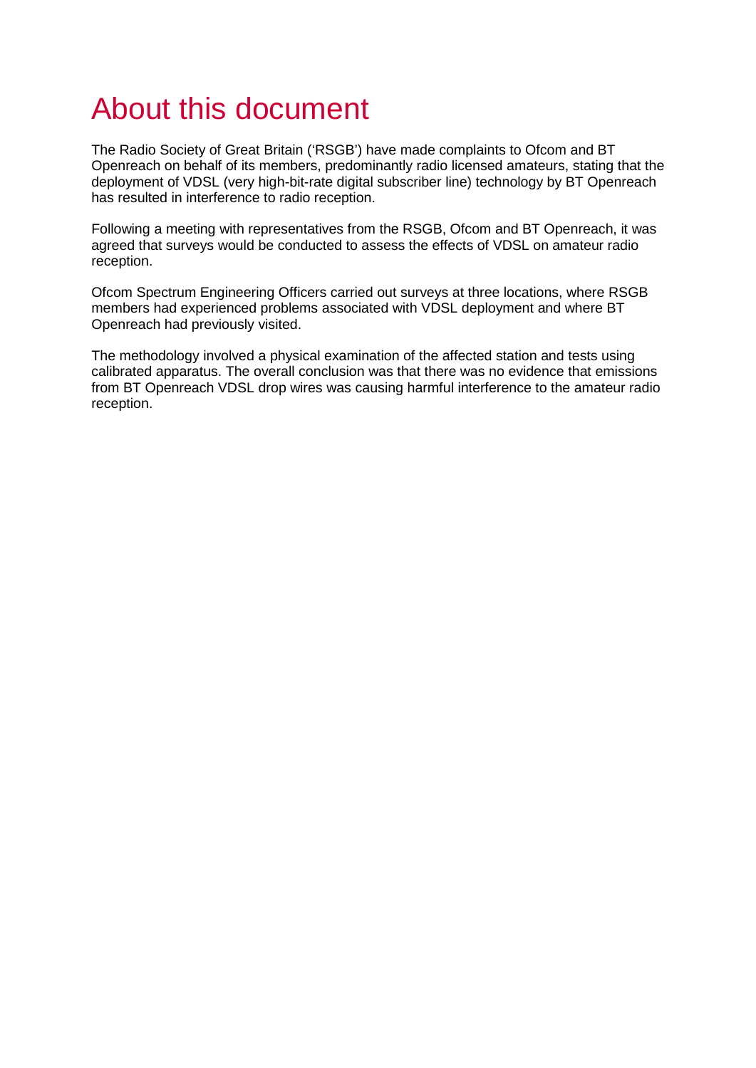# About this document

The Radio Society of Great Britain ('RSGB') have made complaints to Ofcom and BT Openreach on behalf of its members, predominantly radio licensed amateurs, stating that the deployment of VDSL (very high-bit-rate digital subscriber line) technology by BT Openreach has resulted in interference to radio reception.

Following a meeting with representatives from the RSGB, Ofcom and BT Openreach, it was agreed that surveys would be conducted to assess the effects of VDSL on amateur radio reception.

Ofcom Spectrum Engineering Officers carried out surveys at three locations, where RSGB members had experienced problems associated with VDSL deployment and where BT Openreach had previously visited.

The methodology involved a physical examination of the affected station and tests using calibrated apparatus. The overall conclusion was that there was no evidence that emissions from BT Openreach VDSL drop wires was causing harmful interference to the amateur radio reception.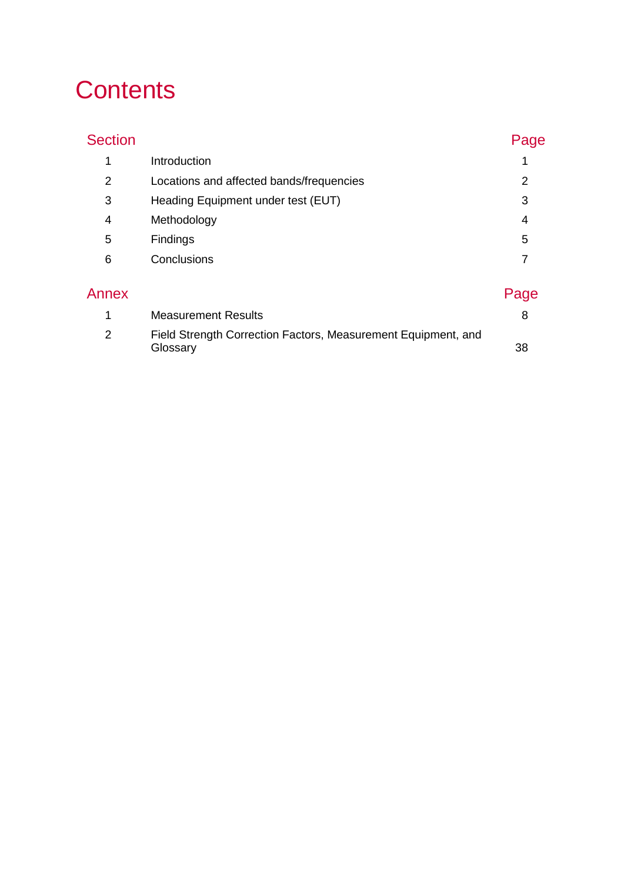# Contents

| Section | | Page |
|---|---|---|
| 1 | Introduction | 1 |
| 2 | Locations and affected bands/frequencies | 2 |
| 3 | Heading Equipment under test (EUT) | 3 |
| 4 | Methodology | 4 |
| 5 | Findings | 5 |
| 6 | Conclusions | 7 |

| Annex | | Page |
|---|---|---|
| 1 | Measurement Results | 8 |
| 2 | Field Strength Correction Factors, Measurement Equipment, and Glossary | 38 |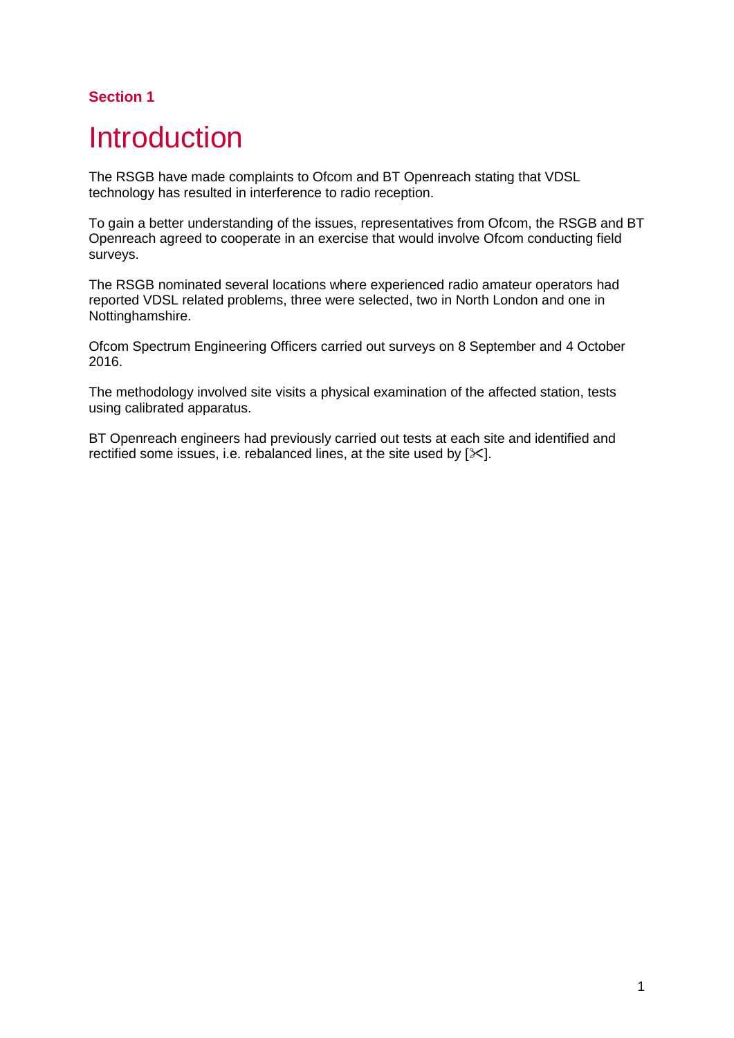## Section 1

# Introduction

The RSGB have made complaints to Ofcom and BT Openreach stating that VDSL technology has resulted in interference to radio reception.

To gain a better understanding of the issues, representatives from Ofcom, the RSGB and BT Openreach agreed to cooperate in an exercise that would involve Ofcom conducting field surveys.

The RSGB nominated several locations where experienced radio amateur operators had reported VDSL related problems, three were selected, two in North London and one in Nottinghamshire.

Ofcom Spectrum Engineering Officers carried out surveys on 8 September and 4 October 2016.

The methodology involved site visits a physical examination of the affected station, tests using calibrated apparatus.

BT Openreach engineers had previously carried out tests at each site and identified and rectified some issues, i.e. rebalanced lines, at the site used by [✂].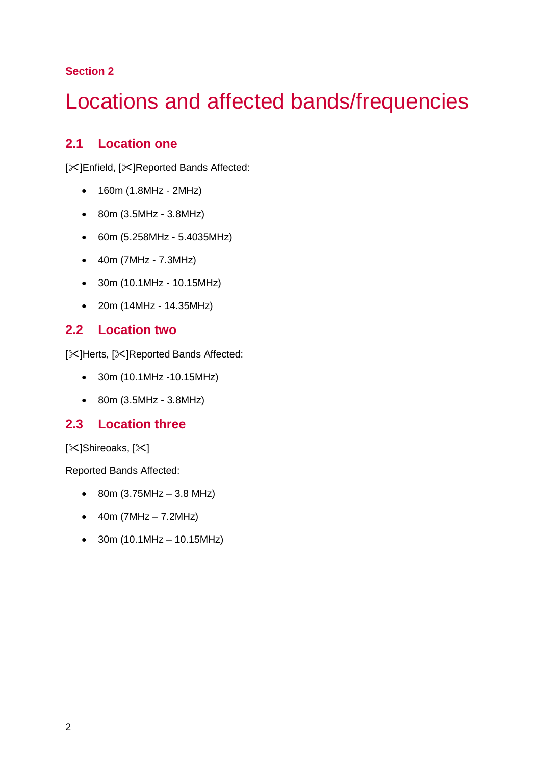Section 2

# Locations and affected bands/frequencies

## 2.1 Location one

[✂]Enfield, [✂]Reported Bands Affected:

- 160m (1.8MHz - 2MHz)
- 80m (3.5MHz - 3.8MHz)
- 60m (5.258MHz - 5.4035MHz)
- 40m (7MHz - 7.3MHz)
- 30m (10.1MHz - 10.15MHz)
- 20m (14MHz - 14.35MHz)

## 2.2 Location two

[✂]Herts, [✂]Reported Bands Affected:

- 30m (10.1MHz -10.15MHz)
- 80m (3.5MHz - 3.8MHz)

## 2.3 Location three

[✂]Shireoaks, [✂]

Reported Bands Affected:

- 80m (3.75MHz – 3.8 MHz)
- 40m (7MHz – 7.2MHz)
- 30m (10.1MHz – 10.15MHz)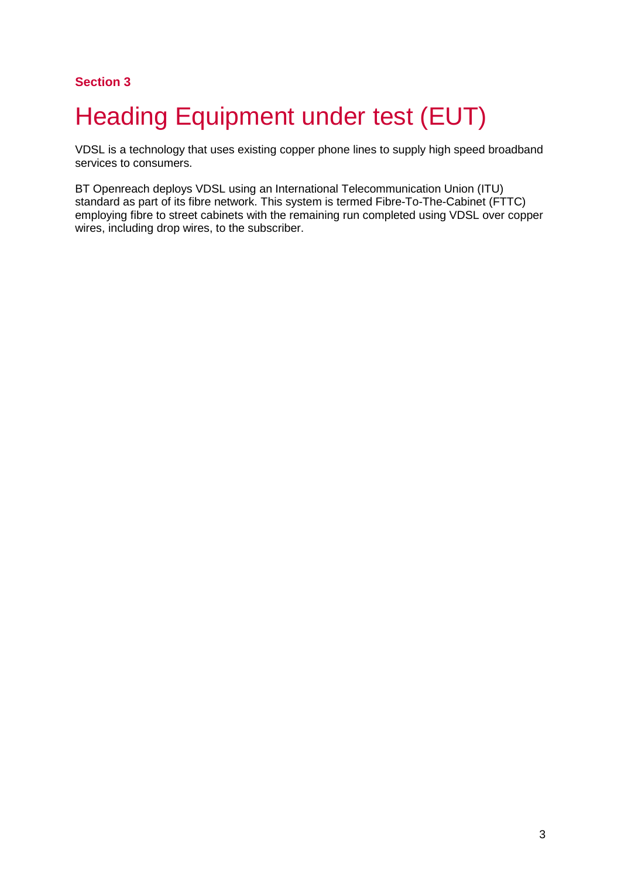**Section 3**

# Heading Equipment under test (EUT)

VDSL is a technology that uses existing copper phone lines to supply high speed broadband services to consumers.

BT Openreach deploys VDSL using an International Telecommunication Union (ITU) standard as part of its fibre network. This system is termed Fibre-To-The-Cabinet (FTTC) employing fibre to street cabinets with the remaining run completed using VDSL over copper wires, including drop wires, to the subscriber.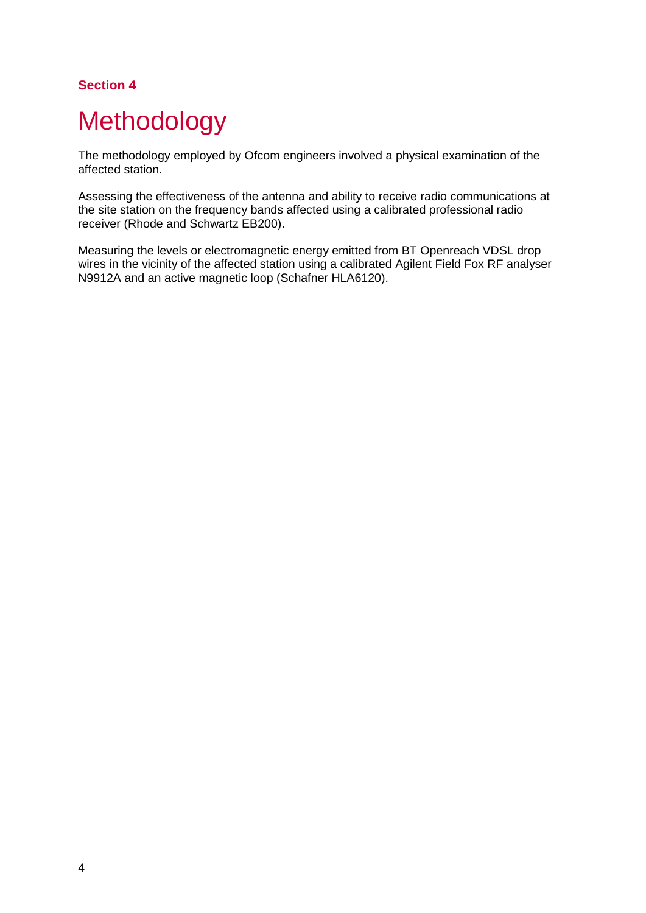**Section 4**

# Methodology

The methodology employed by Ofcom engineers involved a physical examination of the affected station.

Assessing the effectiveness of the antenna and ability to receive radio communications at the site station on the frequency bands affected using a calibrated professional radio receiver (Rhode and Schwartz EB200).

Measuring the levels or electromagnetic energy emitted from BT Openreach VDSL drop wires in the vicinity of the affected station using a calibrated Agilent Field Fox RF analyser N9912A and an active magnetic loop (Schafner HLA6120).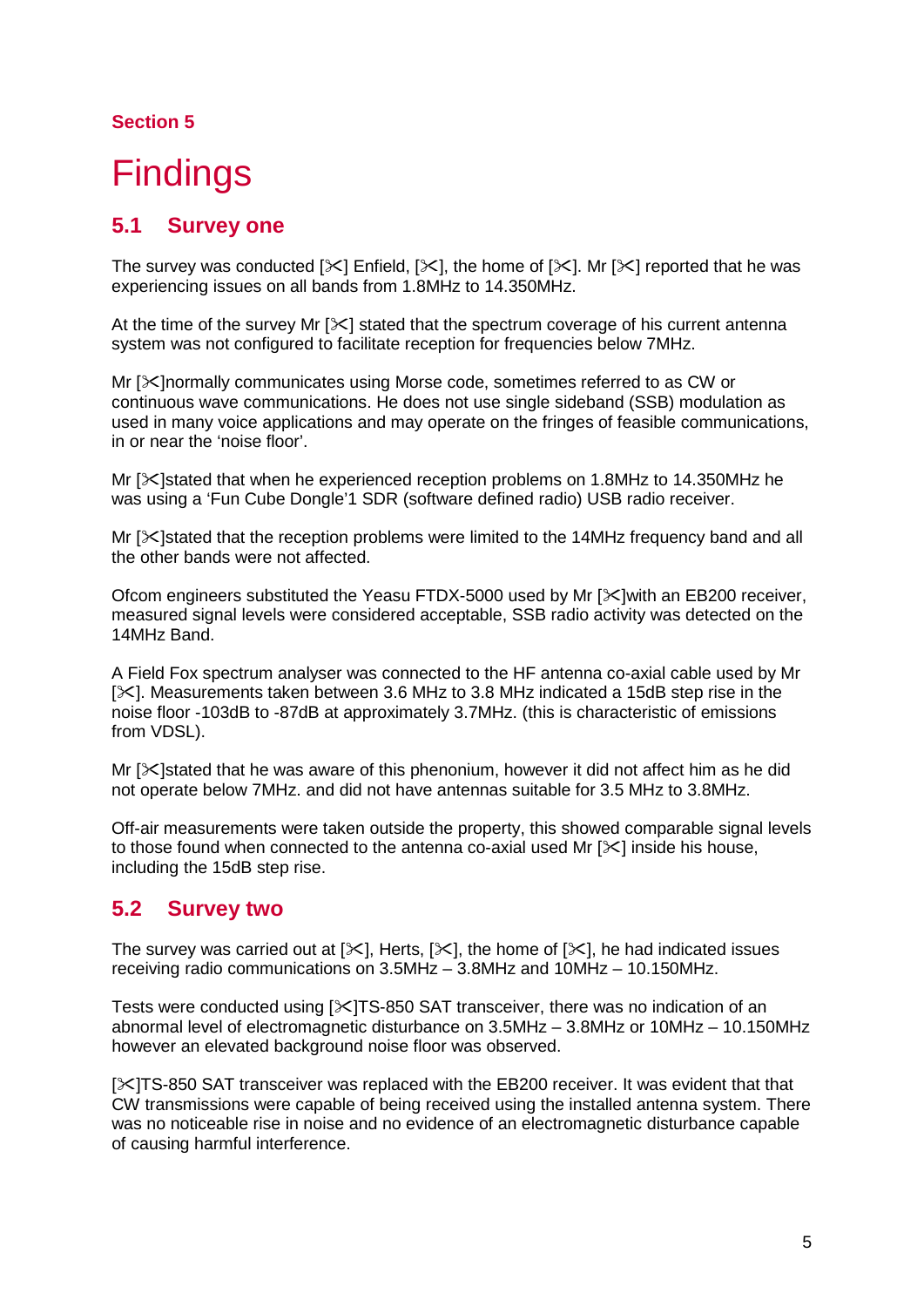## Section 5

# Findings

## 5.1 Survey one

The survey was conducted [✂] Enfield, [✂], the home of [✂]. Mr [✂] reported that he was experiencing issues on all bands from 1.8MHz to 14.350MHz.

At the time of the survey Mr [✂] stated that the spectrum coverage of his current antenna system was not configured to facilitate reception for frequencies below 7MHz.

Mr [✂]normally communicates using Morse code, sometimes referred to as CW or continuous wave communications. He does not use single sideband (SSB) modulation as used in many voice applications and may operate on the fringes of feasible communications, in or near the 'noise floor'.

Mr [✂]stated that when he experienced reception problems on 1.8MHz to 14.350MHz he was using a 'Fun Cube Dongle'1 SDR (software defined radio) USB radio receiver.

Mr [✂]stated that the reception problems were limited to the 14MHz frequency band and all the other bands were not affected.

Ofcom engineers substituted the Yeasu FTDX-5000 used by Mr [✂]with an EB200 receiver, measured signal levels were considered acceptable, SSB radio activity was detected on the 14MHz Band.

A Field Fox spectrum analyser was connected to the HF antenna co-axial cable used by Mr [✂]. Measurements taken between 3.6 MHz to 3.8 MHz indicated a 15dB step rise in the noise floor -103dB to -87dB at approximately 3.7MHz. (this is characteristic of emissions from VDSL).

Mr [✂]stated that he was aware of this phenonium, however it did not affect him as he did not operate below 7MHz. and did not have antennas suitable for 3.5 MHz to 3.8MHz.

Off-air measurements were taken outside the property, this showed comparable signal levels to those found when connected to the antenna co-axial used Mr [✂] inside his house, including the 15dB step rise.

## 5.2 Survey two

The survey was carried out at [✂], Herts, [✂], the home of [✂], he had indicated issues receiving radio communications on 3.5MHz – 3.8MHz and 10MHz – 10.150MHz.

Tests were conducted using [✂]TS-850 SAT transceiver, there was no indication of an abnormal level of electromagnetic disturbance on 3.5MHz – 3.8MHz or 10MHz – 10.150MHz however an elevated background noise floor was observed.

[✂]TS-850 SAT transceiver was replaced with the EB200 receiver. It was evident that that CW transmissions were capable of being received using the installed antenna system. There was no noticeable rise in noise and no evidence of an electromagnetic disturbance capable of causing harmful interference.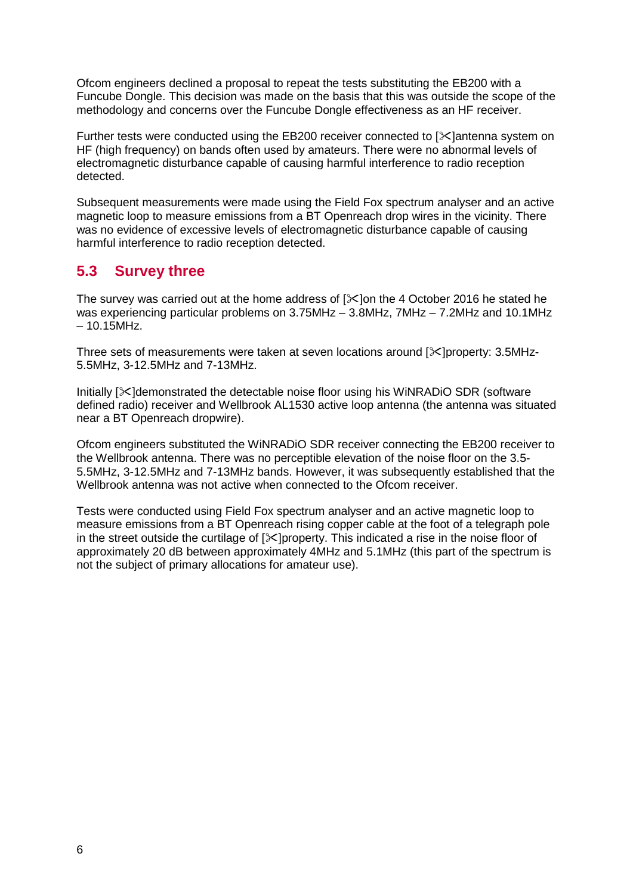Ofcom engineers declined a proposal to repeat the tests substituting the EB200 with a Funcube Dongle. This decision was made on the basis that this was outside the scope of the methodology and concerns over the Funcube Dongle effectiveness as an HF receiver.

Further tests were conducted using the EB200 receiver connected to [✂]antenna system on HF (high frequency) on bands often used by amateurs. There were no abnormal levels of electromagnetic disturbance capable of causing harmful interference to radio reception detected.

Subsequent measurements were made using the Field Fox spectrum analyser and an active magnetic loop to measure emissions from a BT Openreach drop wires in the vicinity. There was no evidence of excessive levels of electromagnetic disturbance capable of causing harmful interference to radio reception detected.

## 5.3 Survey three

The survey was carried out at the home address of [✂]on the 4 October 2016 he stated he was experiencing particular problems on 3.75MHz – 3.8MHz, 7MHz – 7.2MHz and 10.1MHz – 10.15MHz.

Three sets of measurements were taken at seven locations around [✂]property: 3.5MHz-5.5MHz, 3-12.5MHz and 7-13MHz.

Initially [✂]demonstrated the detectable noise floor using his WiNRADiO SDR (software defined radio) receiver and Wellbrook AL1530 active loop antenna (the antenna was situated near a BT Openreach dropwire).

Ofcom engineers substituted the WiNRADiO SDR receiver connecting the EB200 receiver to the Wellbrook antenna. There was no perceptible elevation of the noise floor on the 3.5-5.5MHz, 3-12.5MHz and 7-13MHz bands. However, it was subsequently established that the Wellbrook antenna was not active when connected to the Ofcom receiver.

Tests were conducted using Field Fox spectrum analyser and an active magnetic loop to measure emissions from a BT Openreach rising copper cable at the foot of a telegraph pole in the street outside the curtilage of [✂]property. This indicated a rise in the noise floor of approximately 20 dB between approximately 4MHz and 5.1MHz (this part of the spectrum is not the subject of primary allocations for amateur use).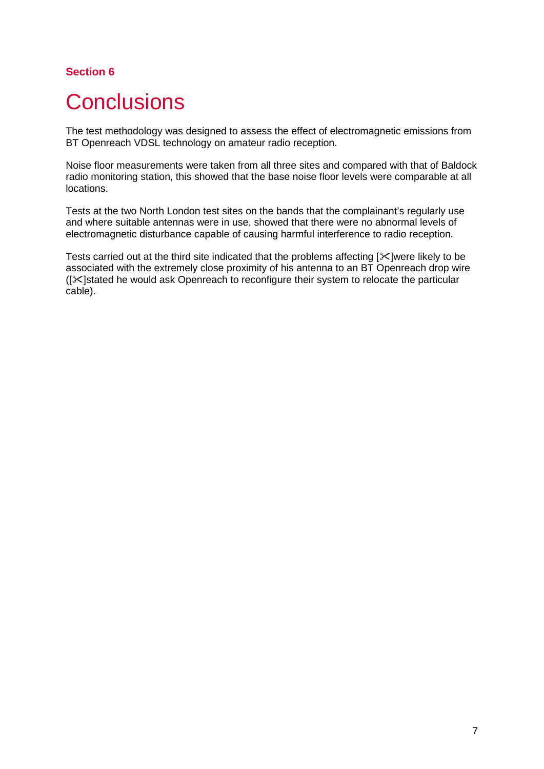**Section 6**

# Conclusions

The test methodology was designed to assess the effect of electromagnetic emissions from BT Openreach VDSL technology on amateur radio reception.

Noise floor measurements were taken from all three sites and compared with that of Baldock radio monitoring station, this showed that the base noise floor levels were comparable at all locations.

Tests at the two North London test sites on the bands that the complainant's regularly use and where suitable antennas were in use, showed that there were no abnormal levels of electromagnetic disturbance capable of causing harmful interference to radio reception.

Tests carried out at the third site indicated that the problems affecting [✂]were likely to be associated with the extremely close proximity of his antenna to an BT Openreach drop wire ([✂]stated he would ask Openreach to reconfigure their system to relocate the particular cable).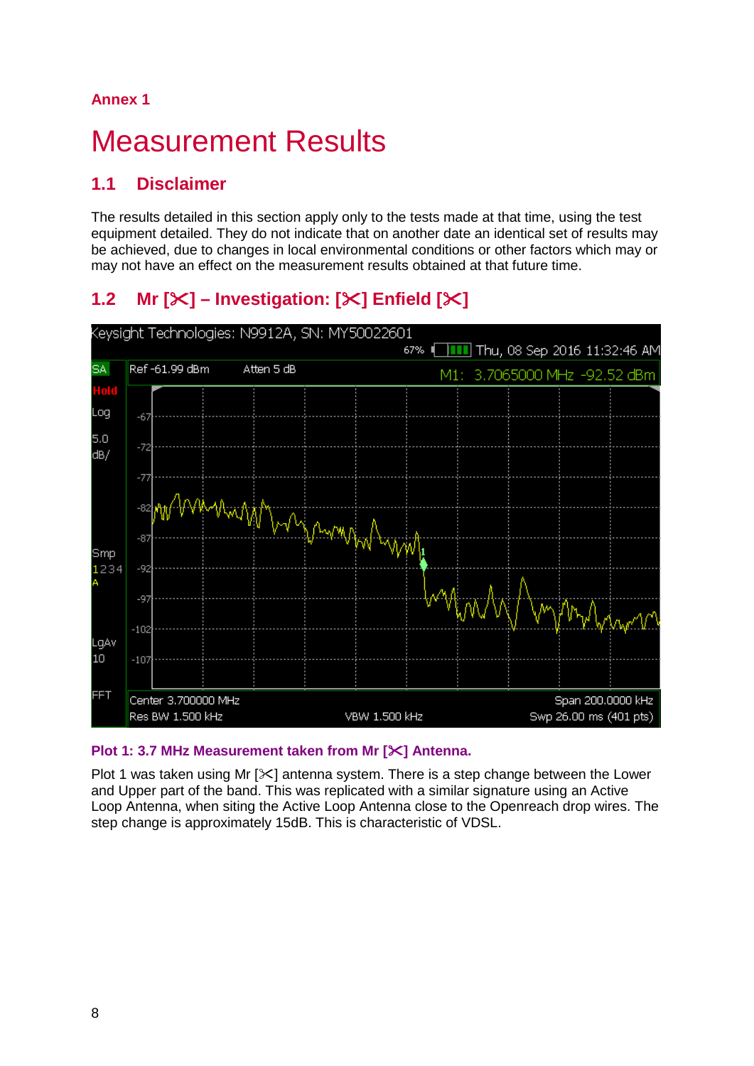Annex 1

# Measurement Results

## 1.1 Disclaimer

The results detailed in this section apply only to the tests made at that time, using the test equipment detailed. They do not indicate that on another date an identical set of results may be achieved, due to changes in local environmental conditions or other factors which may or may not have an effect on the measurement results obtained at that future time.

## 1.2 Mr [✂] – Investigation: [✂] Enfield [✂]

Plot 1: 3.7 MHz Measurement taken from Mr [✂] Antenna.

Plot 1 was taken using Mr [✂] antenna system. There is a step change between the Lower and Upper part of the band. This was replicated with a similar signature using an Active Loop Antenna, when siting the Active Loop Antenna close to the Openreach drop wires. The step change is approximately 15dB. This is characteristic of VDSL.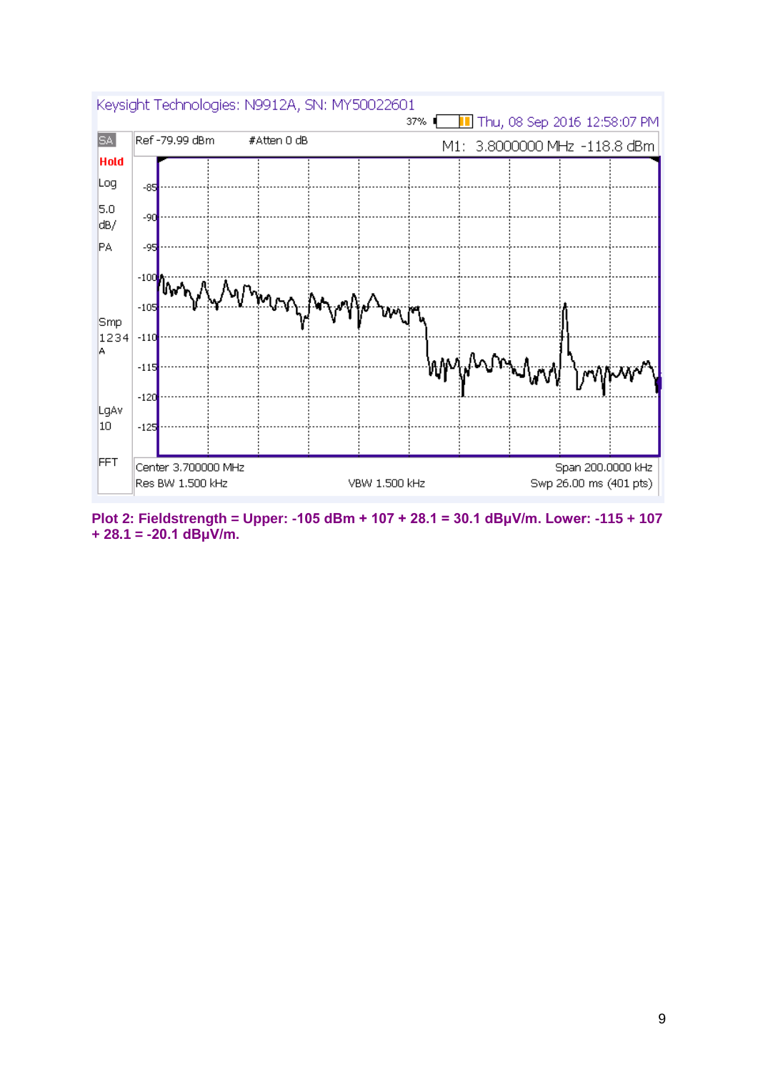Keysight Technologies: N9912A, SN: MY50022601

37% Thu, 08 Sep 2016 12:58:07 PM

SA | Ref -79.99 dBm | #Atten 0 dB | M1: 3.8000000 MHz -118.8 dBm

Hold
Log
5.0
dB/
PA

Smp
1234
A

LgAv
10

FFT

-85
-90
-95
-100
-105
-110
-115
-120
-125

Center 3.700000 MHz | Span 200.0000 kHz
Res BW 1.500 kHz | VBW 1.500 kHz | Swp 26.00 ms (401 pts)

**Plot 2: Fieldstrength = Upper: -105 dBm + 107 + 28.1 = 30.1 dBµV/m. Lower: -115 + 107 + 28.1 = -20.1 dBµV/m.**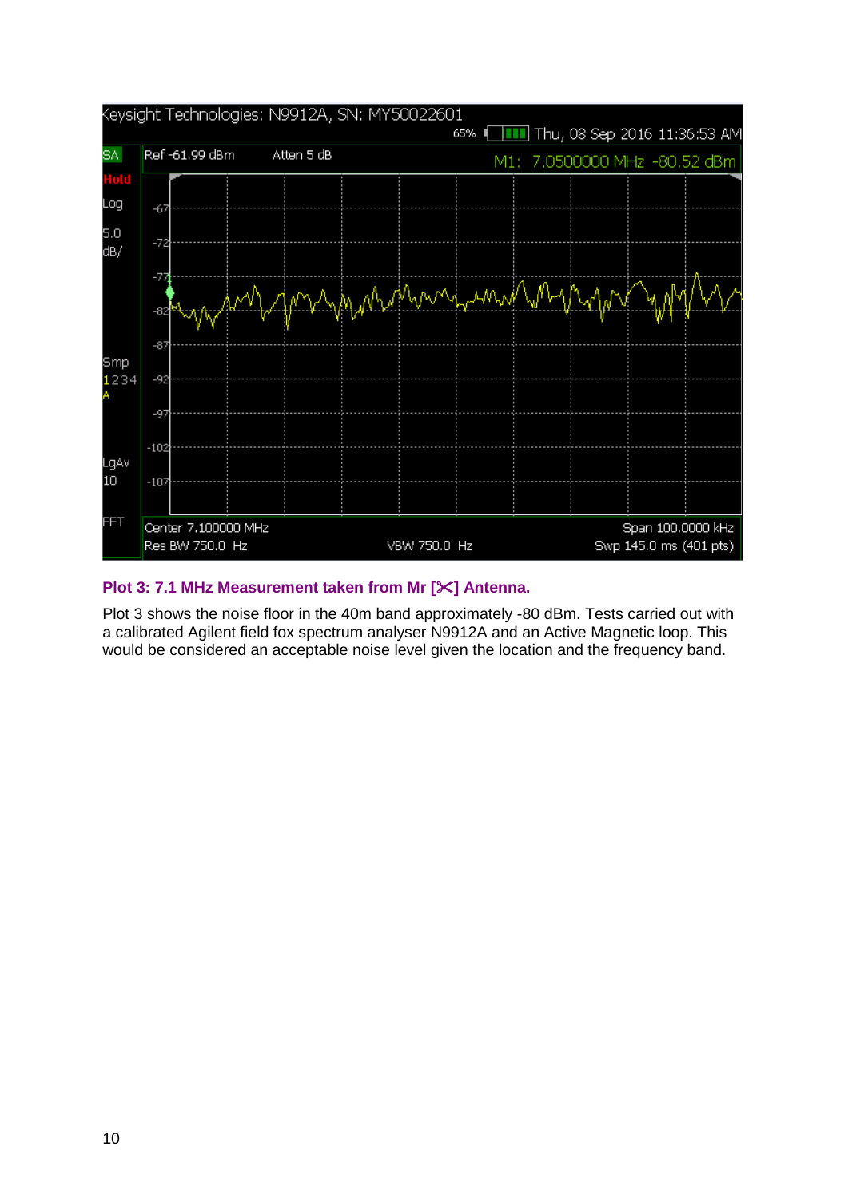**Plot 3: 7.1 MHz Measurement taken from Mr [✂] Antenna.**

Plot 3 shows the noise floor in the 40m band approximately -80 dBm. Tests carried out with a calibrated Agilent field fox spectrum analyser N9912A and an Active Magnetic loop. This would be considered an acceptable noise level given the location and the frequency band.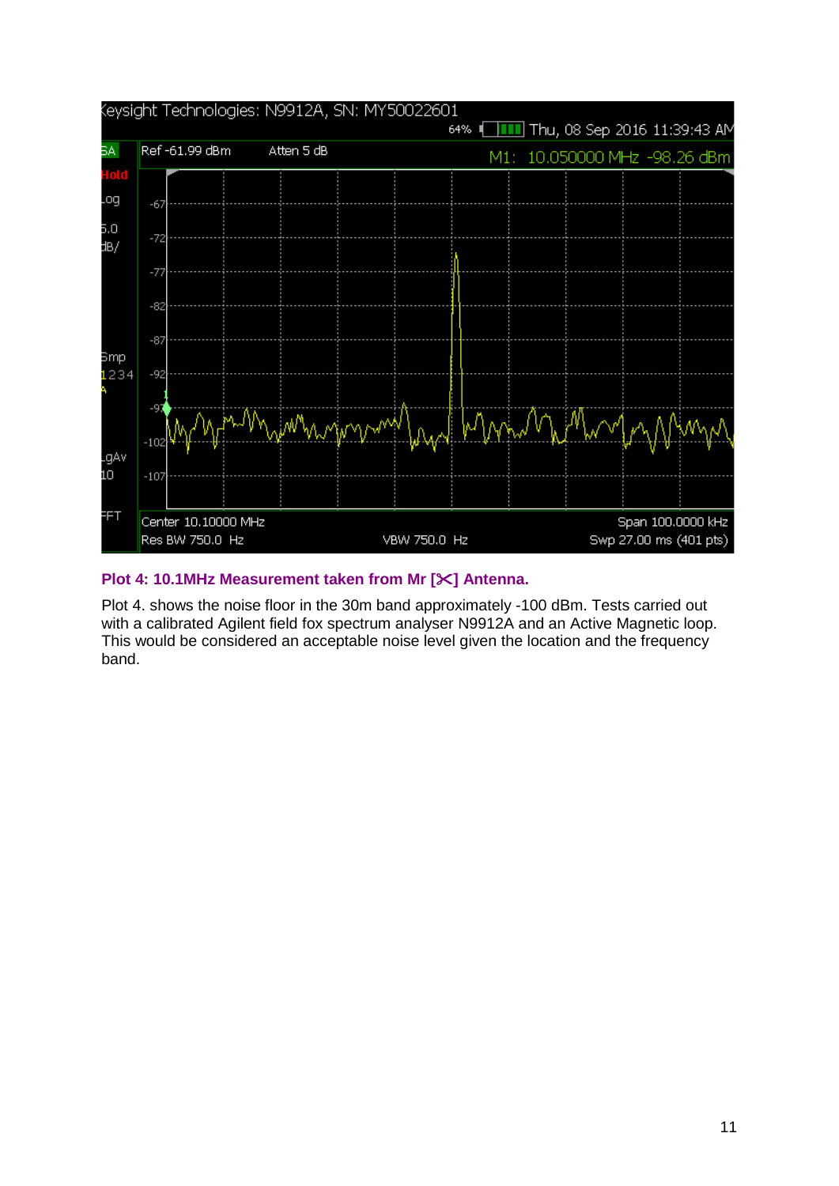**Plot 4: 10.1MHz Measurement taken from Mr [✂] Antenna.**

Plot 4. shows the noise floor in the 30m band approximately -100 dBm. Tests carried out with a calibrated Agilent field fox spectrum analyser N9912A and an Active Magnetic loop. This would be considered an acceptable noise level given the location and the frequency band.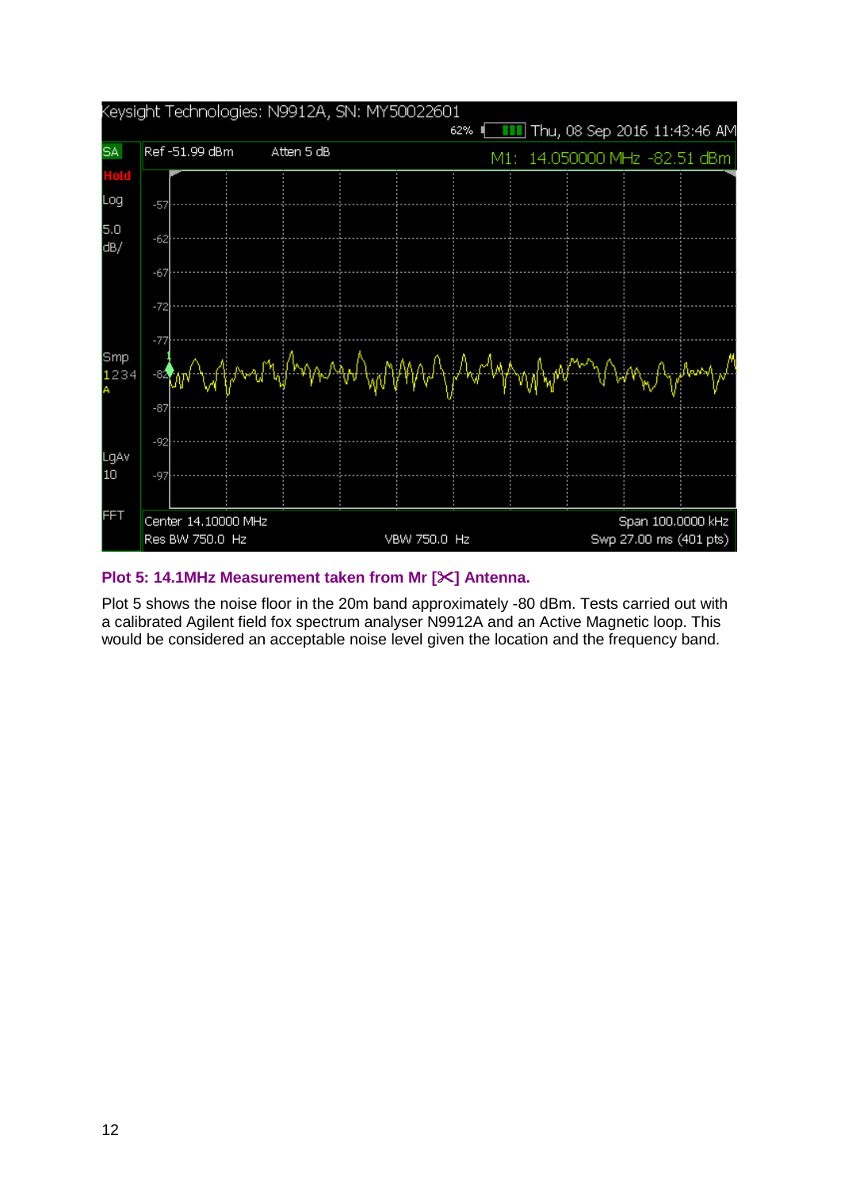**Plot 5: 14.1MHz Measurement taken from Mr [✂] Antenna.**

Plot 5 shows the noise floor in the 20m band approximately -80 dBm. Tests carried out with a calibrated Agilent field fox spectrum analyser N9912A and an Active Magnetic loop. This would be considered an acceptable noise level given the location and the frequency band.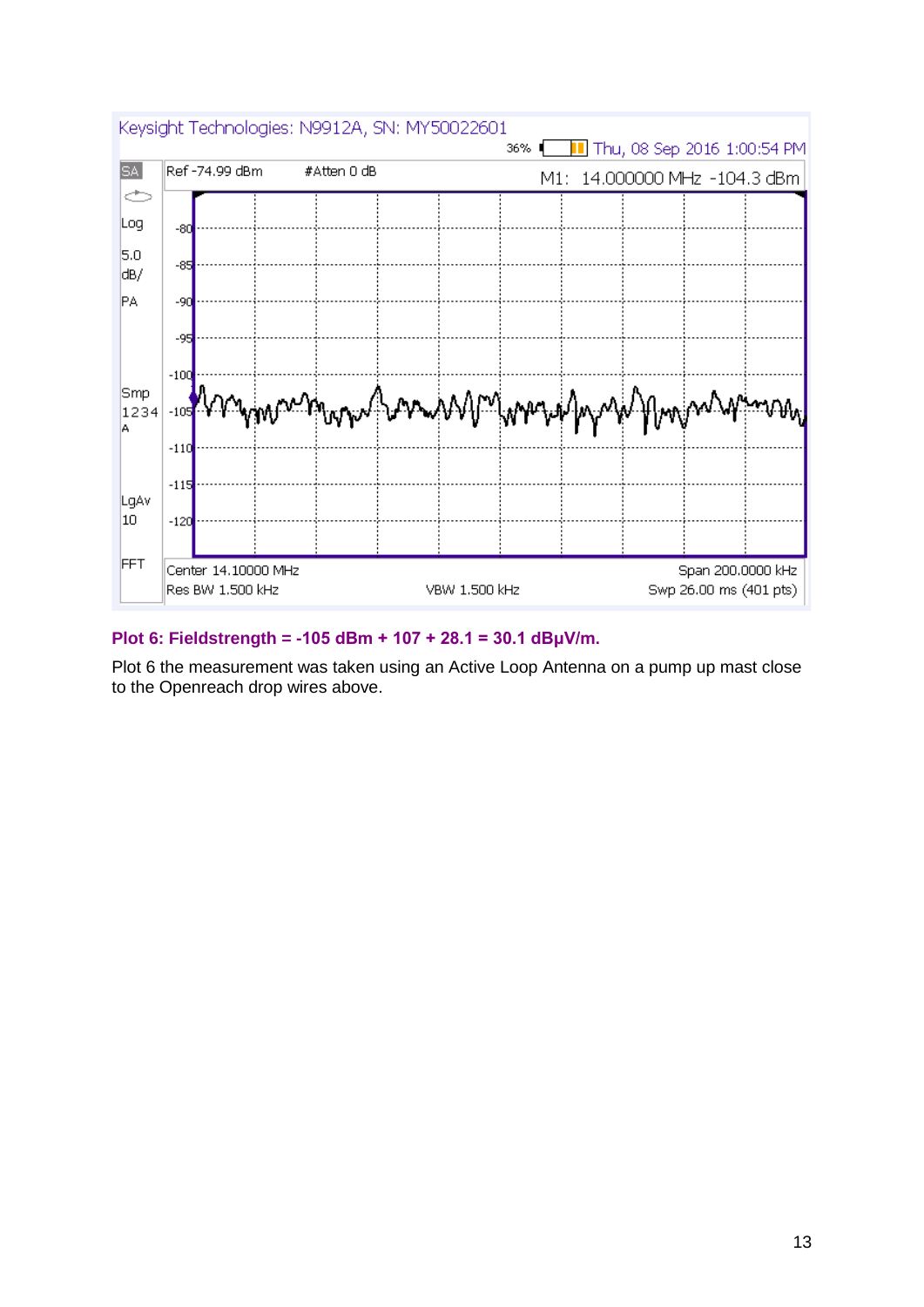Keysight Technologies: N9912A, SN: MY50022601

36% Thu, 08 Sep 2016 1:00:54 PM

SA Ref -74.99 dBm #Atten 0 dB M1: 14.000000 MHz -104.3 dBm

Log 5.0 dB/ PA

Smp 1234 A

LgAv 10

FFT

Center 14.10000 MHz Span 200.0000 kHz

Res BW 1.500 kHz VBW 1.500 kHz Swp 26.00 ms (401 pts)

**Plot 6: Fieldstrength = -105 dBm + 107 + 28.1 = 30.1 dBµV/m.**

Plot 6 the measurement was taken using an Active Loop Antenna on a pump up mast close to the Openreach drop wires above.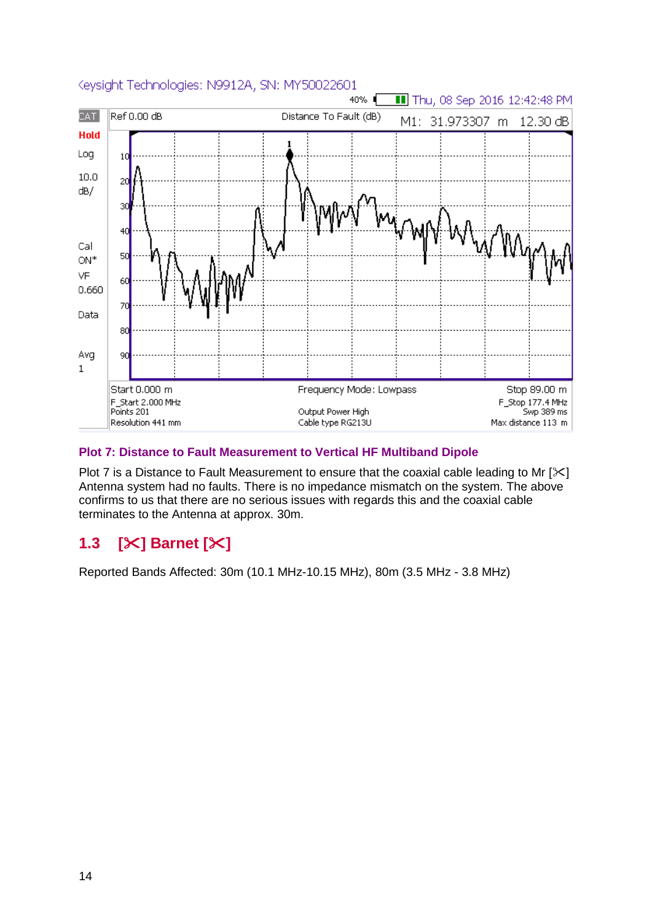Keysight Technologies: N9912A, SN: MY50022601

40% Thu, 08 Sep 2016 12:42:48 PM

CAT Ref 0.00 dB Distance To Fault (dB) M1: 31.973307 m 12.30 dB

Hold

Log

10.0 dB/

Cal ON*

VF 0.660

Data

Avg 1

Start 0.000 m Frequency Mode: Lowpass Stop 89.00 m

F_Start 2.000 MHz F_Stop 177.4 MHz

Points 201 Output Power High Swp 389 ms

Resolution 441 mm Cable type RG213U Max distance 113 m

**Plot 7: Distance to Fault Measurement to Vertical HF Multiband Dipole**

Plot 7 is a Distance to Fault Measurement to ensure that the coaxial cable leading to Mr [✂] Antenna system had no faults. There is no impedance mismatch on the system. The above confirms to us that there are no serious issues with regards this and the coaxial cable terminates to the Antenna at approx. 30m.

## 1.3 [✂] Barnet [✂]

Reported Bands Affected: 30m (10.1 MHz-10.15 MHz), 80m (3.5 MHz - 3.8 MHz)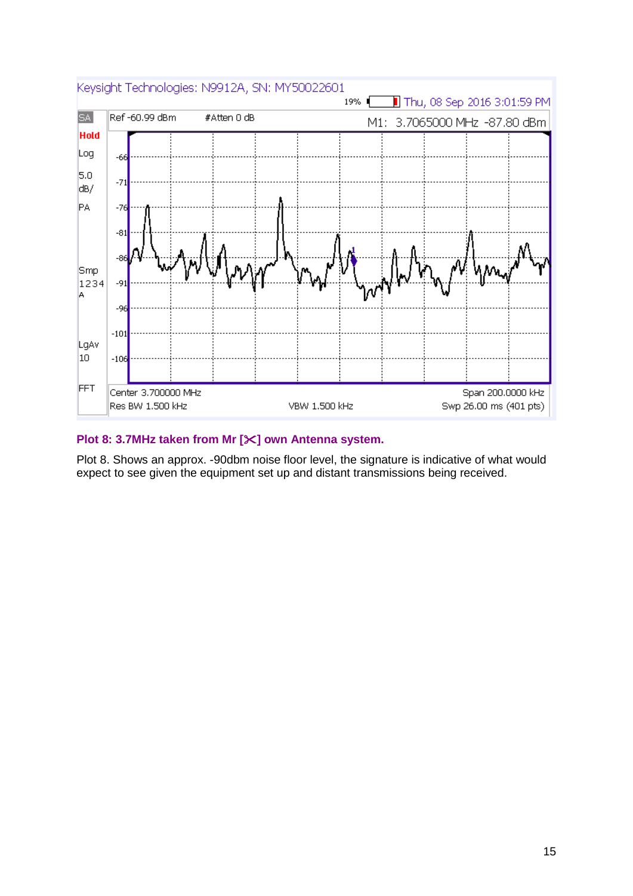Keysight Technologies: N9912A, SN: MY50022601

19% Thu, 08 Sep 2016 3:01:59 PM

SA | Ref -60.99 dBm | #Atten 0 dB | M1: 3.7065000 MHz -87.80 dBm

Hold

Log

5.0 dB/

PA

Smp 1234 A

LgAv 10

FFT

-66, -71, -76, -81, -86, -91, -96, -101, -106

Center 3.700000 MHz | Span 200.0000 kHz

Res BW 1.500 kHz | VBW 1.500 kHz | Swp 26.00 ms (401 pts)

**Plot 8: 3.7MHz taken from Mr [✂] own Antenna system.**

Plot 8. Shows an approx. -90dbm noise floor level, the signature is indicative of what would expect to see given the equipment set up and distant transmissions being received.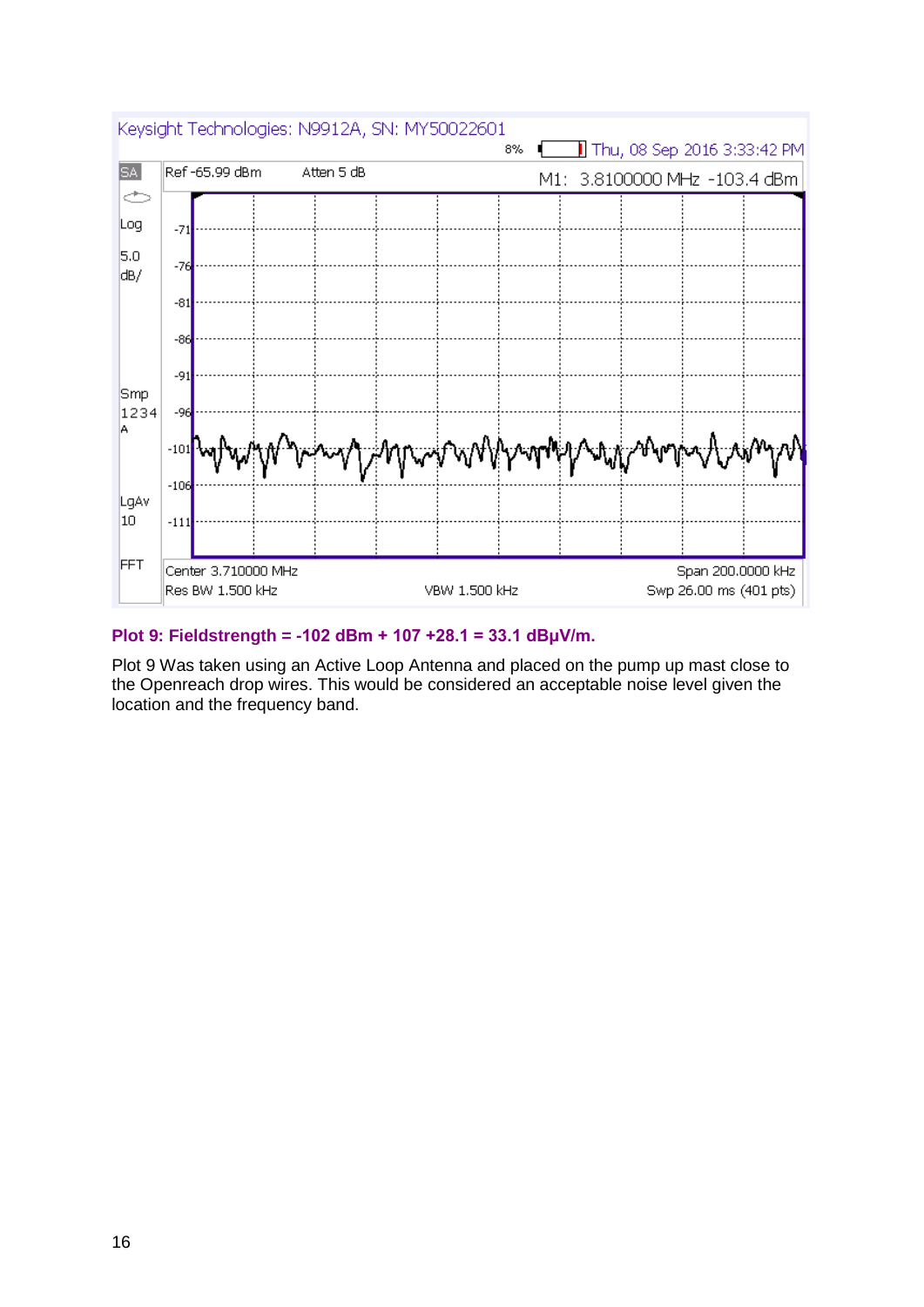**Plot 9: Fieldstrength = -102 dBm + 107 +28.1 = 33.1 dBµV/m.**

Plot 9 Was taken using an Active Loop Antenna and placed on the pump up mast close to the Openreach drop wires. This would be considered an acceptable noise level given the location and the frequency band.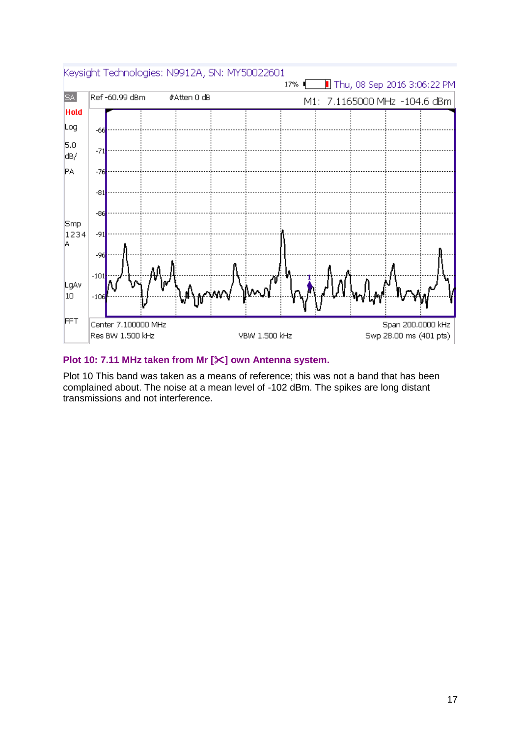Keysight Technologies: N9912A, SN: MY50022601

17% Thu, 08 Sep 2016 3:06:22 PM

SA | Ref -60.99 dBm | #Atten 0 dB | M1: 7.1165000 MHz -104.6 dBm

Hold

Log

5.0 dB/

PA

Smp 1234 A

LgAv 10

FFT

-66
-71
-76
-81
-86
-91
-96
-101
-106

Center 7.100000 MHz | Span 200.0000 kHz

Res BW 1.500 kHz | VBW 1.500 kHz | Swp 28.00 ms (401 pts)

**Plot 10: 7.11 MHz taken from Mr [X] own Antenna system.**

Plot 10 This band was taken as a means of reference; this was not a band that has been complained about. The noise at a mean level of -102 dBm. The spikes are long distant transmissions and not interference.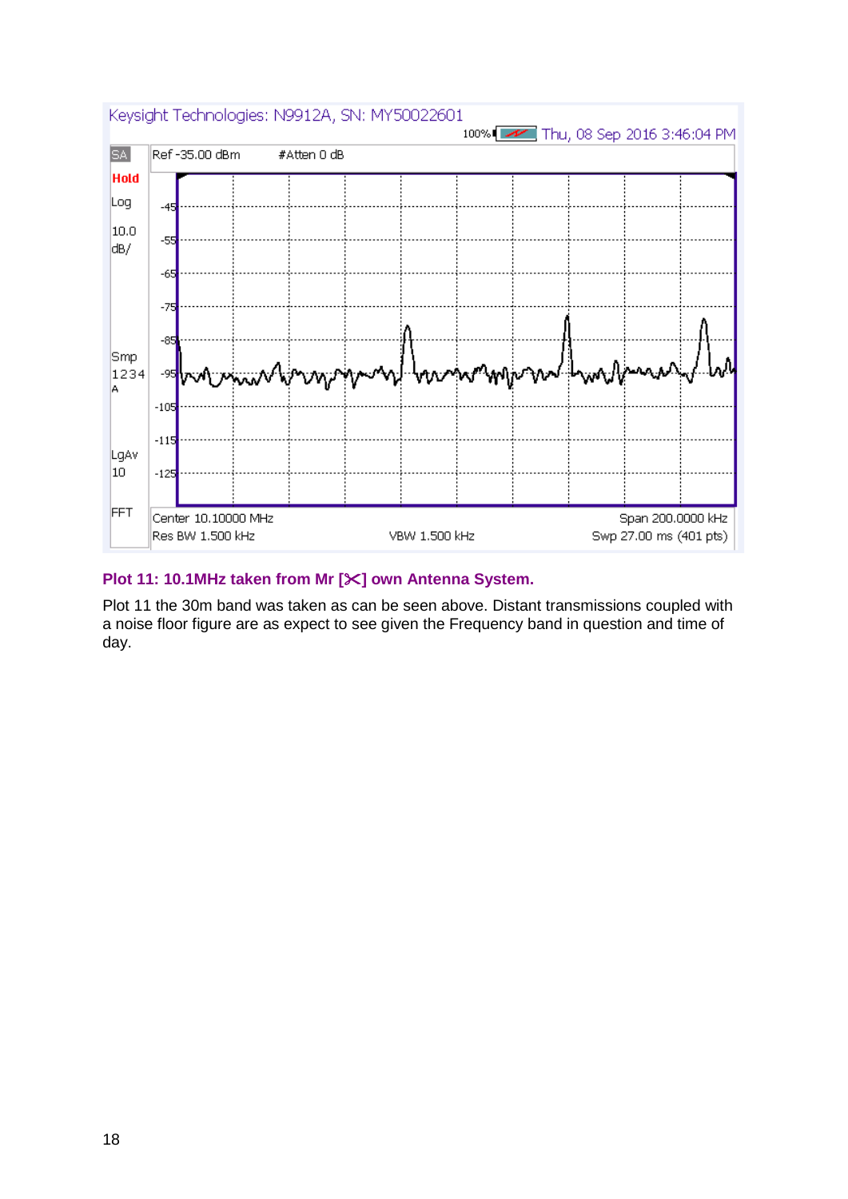Keysight Technologies: N9912A, SN: MY50022601

100% Thu, 08 Sep 2016 3:46:04 PM

SA | Ref -35.00 dBm | #Atten 0 dB

Hold

Log

10.0 dB/

Smp 1234 A

LgAv 10

FFT

Center 10.10000 MHz | Span 200.0000 kHz

Res BW 1.500 kHz | VBW 1.500 kHz | Swp 27.00 ms (401 pts)

**Plot 11: 10.1MHz taken from Mr [✂] own Antenna System.**

Plot 11 the 30m band was taken as can be seen above. Distant transmissions coupled with a noise floor figure are as expect to see given the Frequency band in question and time of day.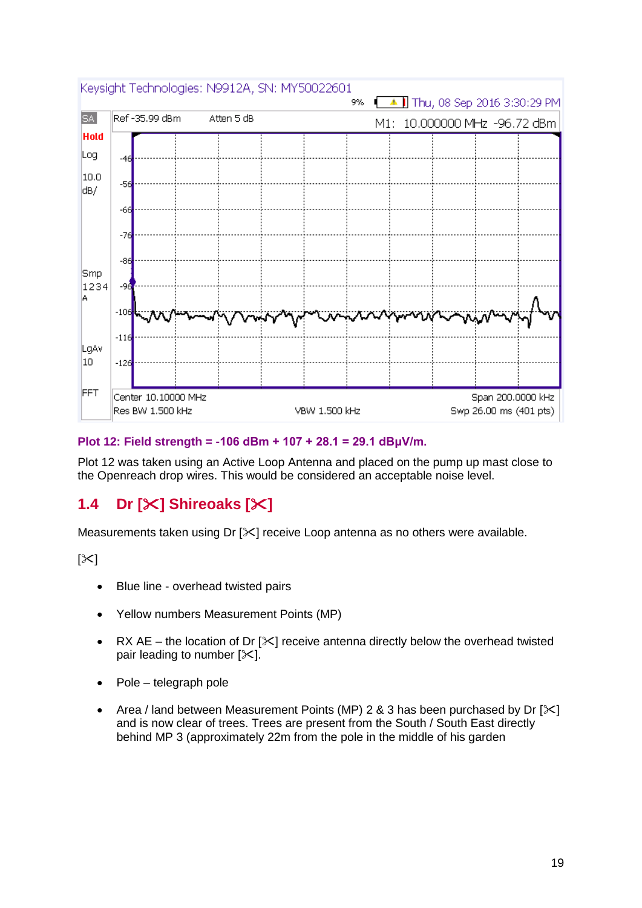**Plot 12: Field strength = -106 dBm + 107 + 28.1 = 29.1 dBµV/m.**

Plot 12 was taken using an Active Loop Antenna and placed on the pump up mast close to the Openreach drop wires. This would be considered an acceptable noise level.

## 1.4 Dr [✂] Shireoaks [✂]

Measurements taken using Dr [✂] receive Loop antenna as no others were available.

[✂]

- Blue line - overhead twisted pairs
- Yellow numbers Measurement Points (MP)
- RX AE – the location of Dr [✂] receive antenna directly below the overhead twisted pair leading to number [✂].
- Pole – telegraph pole
- Area / land between Measurement Points (MP) 2 & 3 has been purchased by Dr [✂] and is now clear of trees. Trees are present from the South / South East directly behind MP 3 (approximately 22m from the pole in the middle of his garden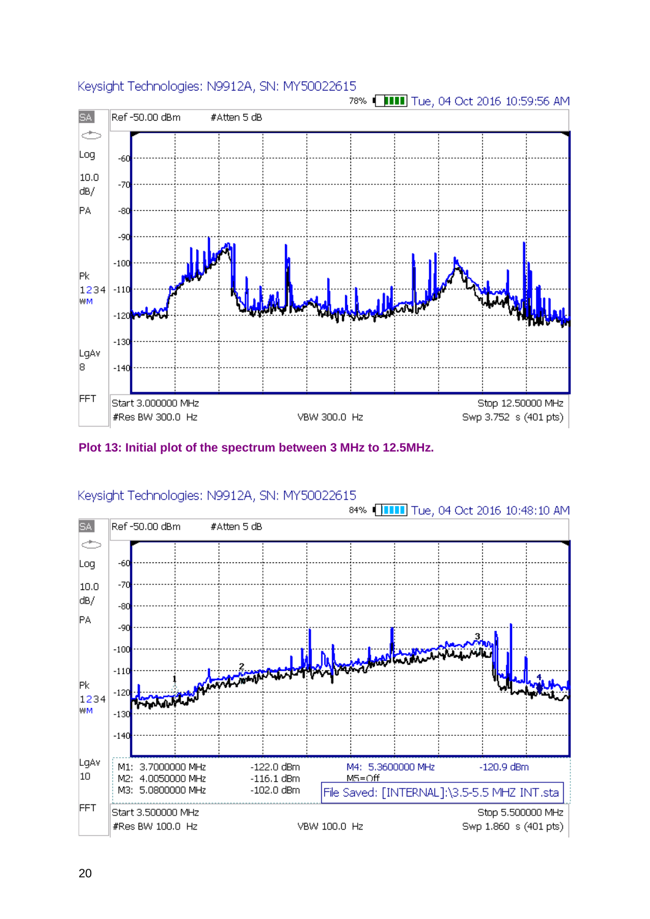Keysight Technologies: N9912A, SN: MY50022615

78% Tue, 04 Oct 2016 10:59:56 AM

SA | Ref -50.00 dBm | #Atten 5 dB

Log 10.0 dB/ PA

-60, -70, -80, -90, -100, -110, -120, -130, -140

Pk 1234 WM

LgAv 8

FFT

Start 3.000000 MHz | Stop 12.50000 MHz

#Res BW 300.0 Hz | VBW 300.0 Hz | Swp 3.752 s (401 pts)

**Plot 13: Initial plot of the spectrum between 3 MHz to 12.5MHz.**

Keysight Technologies: N9912A, SN: MY50022615

84% Tue, 04 Oct 2016 10:48:10 AM

SA | Ref -50.00 dBm | #Atten 5 dB

Log 10.0 dB/ PA

-60, -70, -80, -90, -100, -110, -120, -130, -140

Pk 1234 WM

LgAv 10

FFT

| | | | |
|---|---|---|---|
| M1: 3.7000000 MHz | -122.0 dBm | M4: 5.3600000 MHz | -120.9 dBm |
| M2: 4.0050000 MHz | -116.1 dBm | M5=Off | |
| M3: 5.0800000 MHz | -102.0 dBm | File Saved: [INTERNAL]:\3.5-5.5 MHZ INT.sta | |

Start 3.500000 MHz | Stop 5.500000 MHz

#Res BW 100.0 Hz | VBW 100.0 Hz | Swp 1.860 s (401 pts)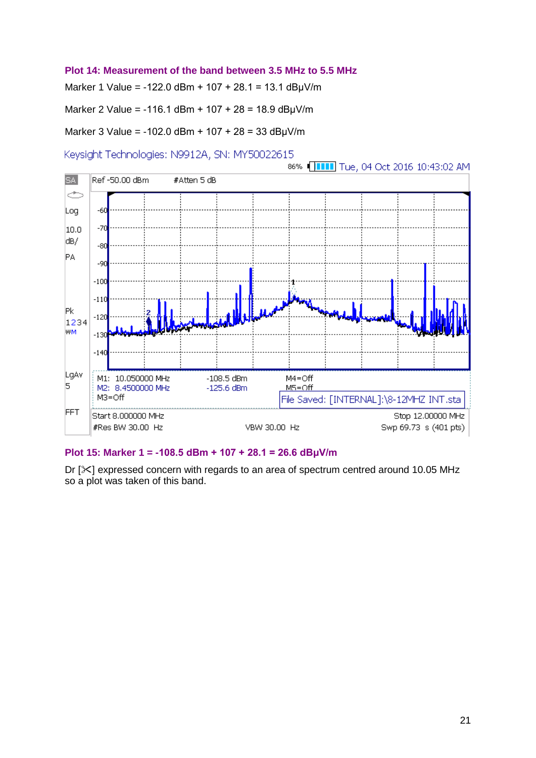**Plot 14: Measurement of the band between 3.5 MHz to 5.5 MHz**

Marker 1 Value = -122.0 dBm + 107 + 28.1 = 13.1 dBμV/m

Marker 2 Value = -116.1 dBm + 107 + 28 = 18.9 dBμV/m

Marker 3 Value = -102.0 dBm + 107 + 28 = 33 dBμV/m

Keysight Technologies: N9912A, SN: MY50022615

86% Tue, 04 Oct 2016 10:43:02 AM

SA | Ref -50.00 dBm | #Atten 5 dB

Log 10.0 dB/ PA

Pk 1234 WM

LgAv 5

FFT

M1: 10.050000 MHz -108.5 dBm M4=Off

M2: 8.4500000 MHz -125.6 dBm M5=Off

M3=Off

File Saved: [INTERNAL]:\8-12MHZ INT.sta

Start 8.000000 MHz Stop 12.00000 MHz

#Res BW 30.00 Hz VBW 30.00 Hz Swp 69.73 s (401 pts)

**Plot 15: Marker 1 = -108.5 dBm + 107 + 28.1 = 26.6 dBμV/m**

Dr [✂] expressed concern with regards to an area of spectrum centred around 10.05 MHz so a plot was taken of this band.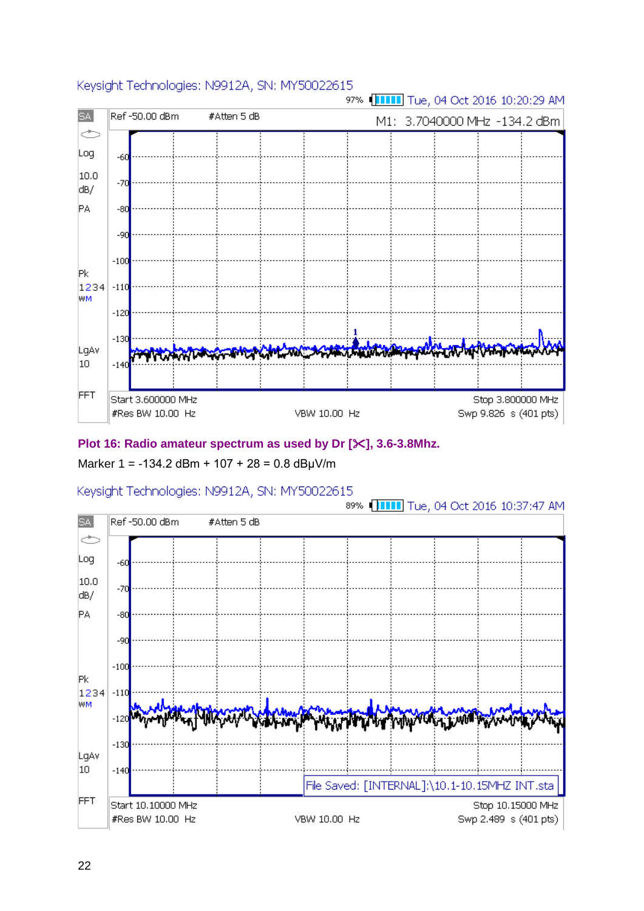Keysight Technologies: N9912A, SN: MY50022615

97% Tue, 04 Oct 2016 10:20:29 AM

SA | Ref -50.00 dBm | #Atten 5 dB | M1: 3.7040000 MHz -134.2 dBm

Log 10.0 dB/ PA Pk 1234 WM LgAv 10 FFT

Start 3.600000 MHz | Stop 3.800000 MHz
#Res BW 10.00 Hz | VBW 10.00 Hz | Swp 9.826 s (401 pts)

**Plot 16: Radio amateur spectrum as used by Dr [✂], 3.6-3.8Mhz.**

Marker 1 = -134.2 dBm + 107 + 28 = 0.8 dBµV/m

Keysight Technologies: N9912A, SN: MY50022615

89% Tue, 04 Oct 2016 10:37:47 AM

SA | Ref -50.00 dBm | #Atten 5 dB

Log 10.0 dB/ PA Pk 1234 WM LgAv 10 FFT

File Saved: [INTERNAL]:\10.1-10.15MHZ INT.sta

Start 10.10000 MHz | Stop 10.15000 MHz
#Res BW 10.00 Hz | VBW 10.00 Hz | Swp 2.489 s (401 pts)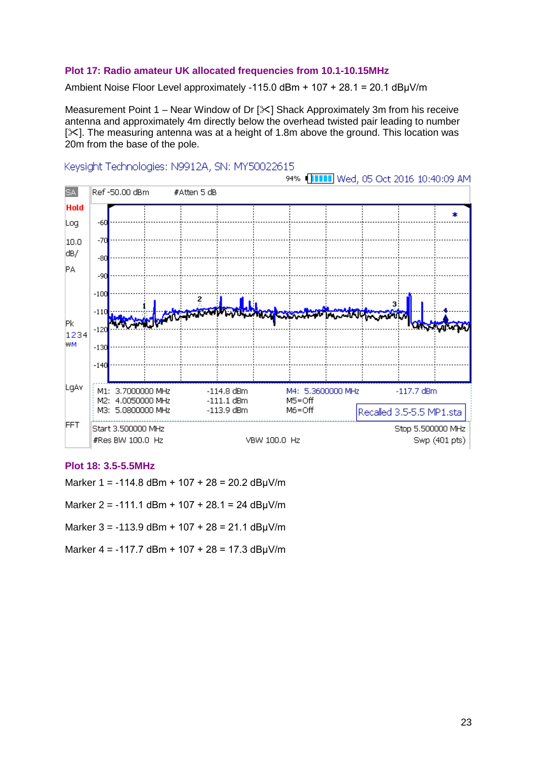**Plot 17: Radio amateur UK allocated frequencies from 10.1-10.15MHz**

Ambient Noise Floor Level approximately -115.0 dBm + 107 + 28.1 = 20.1 dBµV/m

Measurement Point 1 – Near Window of Dr [✂] Shack Approximately 3m from his receive antenna and approximately 4m directly below the overhead twisted pair leading to number [✂]. The measuring antenna was at a height of 1.8m above the ground. This location was 20m from the base of the pole.

Keysight Technologies: N9912A, SN: MY50022615

94% Wed, 05 Oct 2016 10:40:09 AM

SA | Ref -50.00 dBm | #Atten 5 dB

Hold | Log | 10.0 dB/ | PA | Pk | 1234 | WM | LgAv | FFT

| | | | |
|---|---|---|---|
| M1: 3.7000000 MHz | -114.8 dBm | M4: 5.3600000 MHz | -117.7 dBm |
| M2: 4.0050000 MHz | -111.1 dBm | M5=Off | |
| M3: 5.0800000 MHz | -113.9 dBm | M6=Off | Recalled 3.5-5.5 MP1.sta |

Start 3.500000 MHz | Stop 5.500000 MHz

#Res BW 100.0 Hz | VBW 100.0 Hz | Swp (401 pts)

**Plot 18: 3.5-5.5MHz**

Marker 1 = -114.8 dBm + 107 + 28 = 20.2 dBµV/m

Marker 2 = -111.1 dBm + 107 + 28.1 = 24 dBµV/m

Marker 3 = -113.9 dBm + 107 + 28 = 21.1 dBµV/m

Marker 4 = -117.7 dBm + 107 + 28 = 17.3 dBµV/m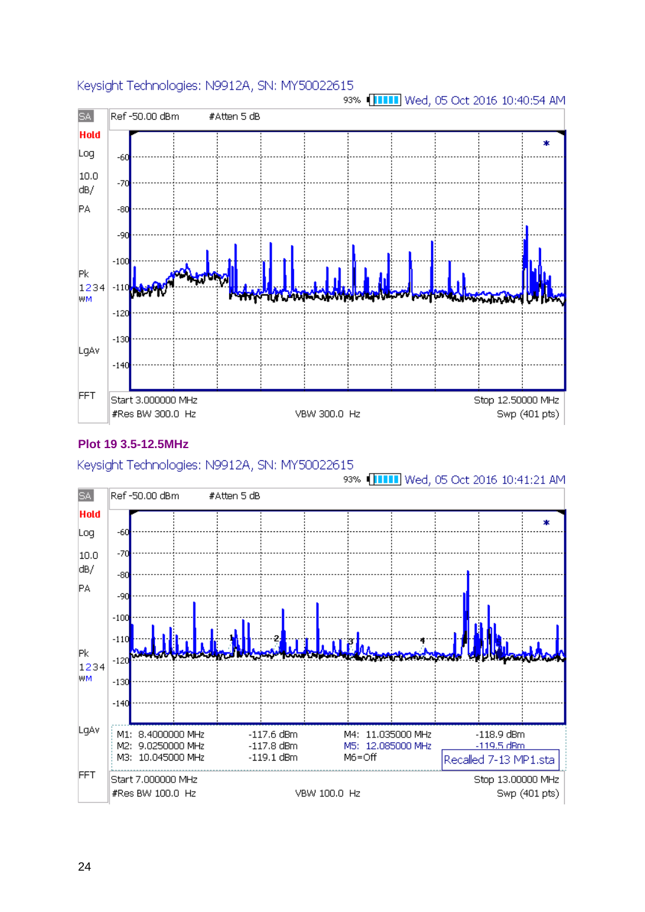Keysight Technologies: N9912A, SN: MY50022615

93% Wed, 05 Oct 2016 10:40:54 AM

SA | Ref -50.00 dBm | #Atten 5 dB

Hold
Log
10.0
dB/
PA
Pk
1234
WM
LgAv
FFT

-60
-70
-80
-90
-100
-110
-120
-130
-140

Start 3.000000 MHz | Stop 12.50000 MHz

#Res BW 300.0 Hz | VBW 300.0 Hz | Swp (401 pts)

**Plot 19 3.5-12.5MHz**

Keysight Technologies: N9912A, SN: MY50022615

93% Wed, 05 Oct 2016 10:41:21 AM

SA | Ref -50.00 dBm | #Atten 5 dB

Hold
Log
10.0
dB/
PA
Pk
1234
WM
LgAv
FFT

-60
-70
-80
-90
-100
-110
-120
-130
-140

| | | | |
|---|---|---|---|
| M1: 8.4000000 MHz | -117.6 dBm | M4: 11.035000 MHz | -118.9 dBm |
| M2: 9.0250000 MHz | -117.8 dBm | M5: 12.085000 MHz | -119.5 dBm |
| M3: 10.045000 MHz | -119.1 dBm | M6=Off | Recalled 7-13 MP1.sta |

Start 7.000000 MHz | Stop 13.00000 MHz

#Res BW 100.0 Hz | VBW 100.0 Hz | Swp (401 pts)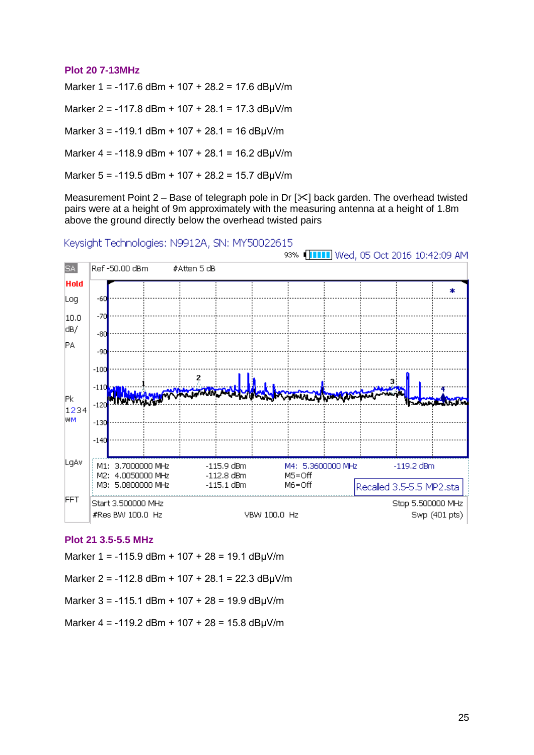**Plot 20 7-13MHz**

Marker 1 = -117.6 dBm + 107 + 28.2 = 17.6 dBμV/m

Marker 2 = -117.8 dBm + 107 + 28.1 = 17.3 dBμV/m

Marker 3 = -119.1 dBm + 107 + 28.1 = 16 dBμV/m

Marker 4 = -118.9 dBm + 107 + 28.1 = 16.2 dBμV/m

Marker 5 = -119.5 dBm + 107 + 28.2 = 15.7 dBμV/m

Measurement Point 2 – Base of telegraph pole in Dr [✂] back garden. The overhead twisted pairs were at a height of 9m approximately with the measuring antenna at a height of 1.8m above the ground directly below the overhead twisted pairs

Keysight Technologies: N9912A, SN: MY50022615

93% Wed, 05 Oct 2016 10:42:09 AM

SA Ref -50.00 dBm #Atten 5 dB

Hold Log 10.0 dB/ PA Pk 1234 WM LgAv FFT

M1: 3.7000000 MHz -115.9 dBm
M2: 4.0050000 MHz -112.8 dBm
M3: 5.0800000 MHz -115.1 dBm
M4: 5.3600000 MHz -119.2 dBm
M5=Off
M6=Off

Recalled 3.5-5.5 MP2.sta

Start 3.500000 MHz Stop 5.500000 MHz
#Res BW 100.0 Hz VBW 100.0 Hz Swp (401 pts)

**Plot 21 3.5-5.5 MHz**

Marker 1 = -115.9 dBm + 107 + 28 = 19.1 dBμV/m

Marker 2 = -112.8 dBm + 107 + 28.1 = 22.3 dBμV/m

Marker 3 = -115.1 dBm + 107 + 28 = 19.9 dBμV/m

Marker 4 = -119.2 dBm + 107 + 28 = 15.8 dBμV/m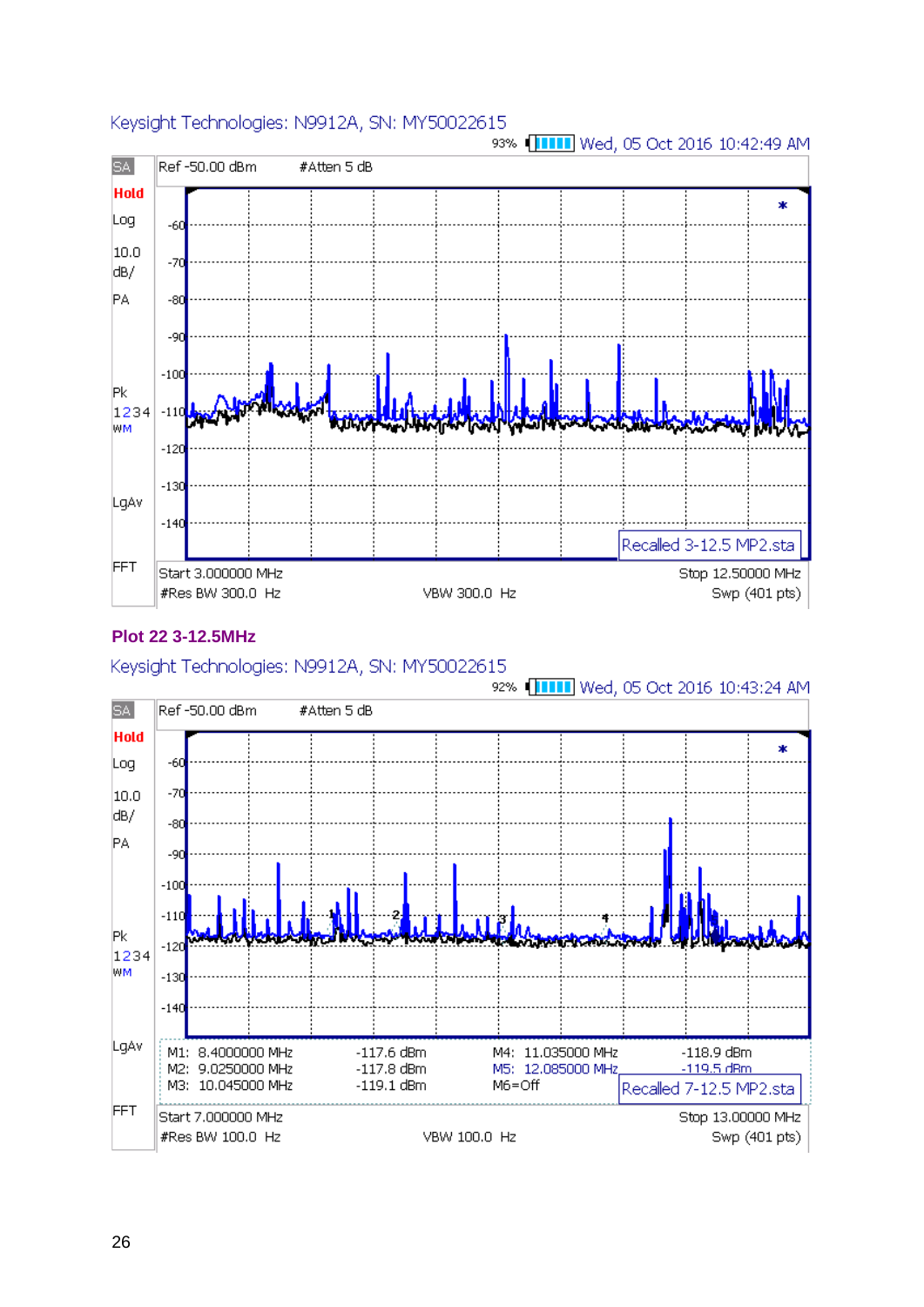Keysight Technologies: N9912A, SN: MY50022615

93% Wed, 05 Oct 2016 10:42:49 AM

SA | Ref -50.00 dBm | #Atten 5 dB

Hold
Log
10.0
dB/
PA

Pk
1234
WM

LgAv

FFT

-60
-70
-80
-90
-100
-110
-120
-130
-140

Recalled 3-12.5 MP2.sta

Start 3.000000 MHz | Stop 12.50000 MHz
#Res BW 300.0 Hz | VBW 300.0 Hz | Swp (401 pts)

**Plot 22 3-12.5MHz**

Keysight Technologies: N9912A, SN: MY50022615

92% Wed, 05 Oct 2016 10:43:24 AM

SA | Ref -50.00 dBm | #Atten 5 dB

Hold
Log
10.0
dB/
PA

Pk
1234
WM

LgAv

FFT

-60
-70
-80
-90
-100
-110
-120
-130
-140

| | | | | |
|---|---|---|---|---|
| M1: | 8.4000000 MHz | -117.6 dBm | M4: 11.035000 MHz | -118.9 dBm |
| M2: | 9.0250000 MHz | -117.8 dBm | M5: 12.085000 MHz | -119.5 dBm |
| M3: | 10.045000 MHz | -119.1 dBm | M6=Off | |

Recalled 7-12.5 MP2.sta

Start 7.000000 MHz | Stop 13.00000 MHz
#Res BW 100.0 Hz | VBW 100.0 Hz | Swp (401 pts)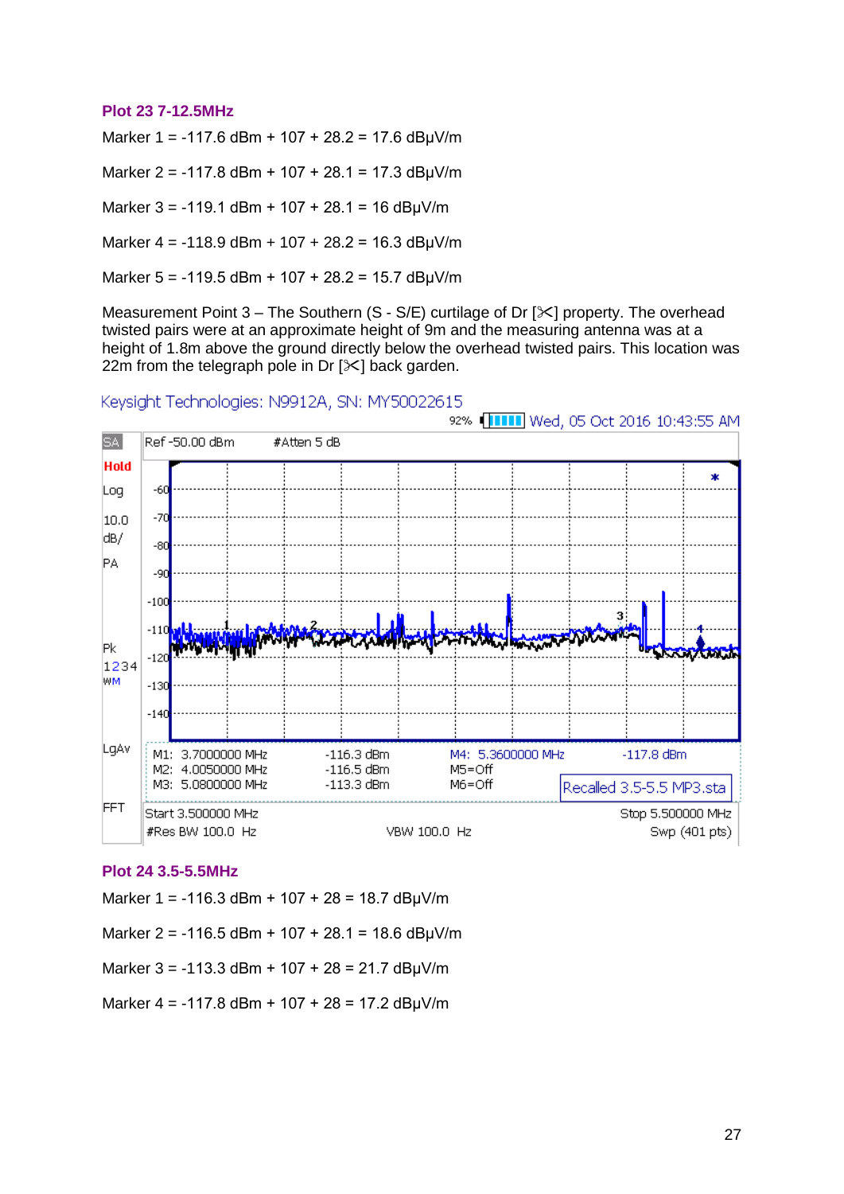**Plot 23 7-12.5MHz**

Marker 1 = -117.6 dBm + 107 + 28.2 = 17.6 dBµV/m

Marker 2 = -117.8 dBm + 107 + 28.1 = 17.3 dBµV/m

Marker 3 = -119.1 dBm + 107 + 28.1 = 16 dBµV/m

Marker 4 = -118.9 dBm + 107 + 28.2 = 16.3 dBµV/m

Marker 5 = -119.5 dBm + 107 + 28.2 = 15.7 dBµV/m

Measurement Point 3 – The Southern (S - S/E) curtilage of Dr [✂] property. The overhead twisted pairs were at an approximate height of 9m and the measuring antenna was at a height of 1.8m above the ground directly below the overhead twisted pairs. This location was 22m from the telegraph pole in Dr [✂] back garden.

**Plot 24 3.5-5.5MHz**

Marker 1 = -116.3 dBm + 107 + 28 = 18.7 dBµV/m

Marker 2 = -116.5 dBm + 107 + 28.1 = 18.6 dBµV/m

Marker 3 = -113.3 dBm + 107 + 28 = 21.7 dBµV/m

Marker 4 = -117.8 dBm + 107 + 28 = 17.2 dBµV/m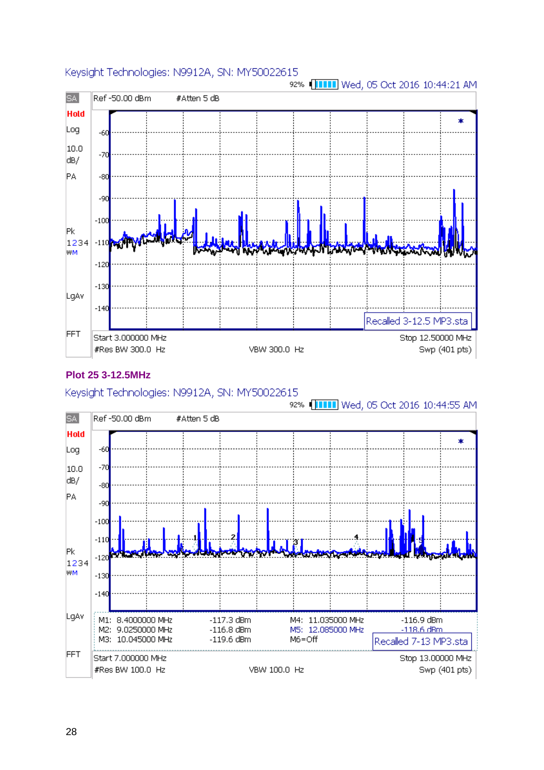Keysight Technologies: N9912A, SN: MY50022615

92% Wed, 05 Oct 2016 10:44:21 AM

SA | Ref -50.00 dBm | #Atten 5 dB

Hold
Log
10.0
dB/
PA
Pk
1234
WM
LgAv
FFT

-60
-70
-80
-90
-100
-110
-120
-130
-140

Recalled 3-12.5 MP3.sta

Start 3.000000 MHz    Stop 12.50000 MHz
#Res BW 300.0 Hz    VBW 300.0 Hz    Swp (401 pts)

**Plot 25 3-12.5MHz**

Keysight Technologies: N9912A, SN: MY50022615

92% Wed, 05 Oct 2016 10:44:55 AM

SA | Ref -50.00 dBm | #Atten 5 dB

Hold
Log
10.0
dB/
PA
Pk
1234
WM
LgAv
FFT

-60
-70
-80
-90
-100
-110
-120
-130
-140

| | | | | |
|---|---|---|---|---|
| M1: | 8.4000000 MHz | -117.3 dBm | M4: 11.035000 MHz | -116.9 dBm |
| M2: | 9.0250000 MHz | -116.8 dBm | M5: 12.085000 MHz | -118.6 dBm |
| M3: | 10.045000 MHz | -119.6 dBm | M6=Off | |

Recalled 7-13 MP3.sta

Start 7.000000 MHz    Stop 13.00000 MHz
#Res BW 100.0 Hz    VBW 100.0 Hz    Swp (401 pts)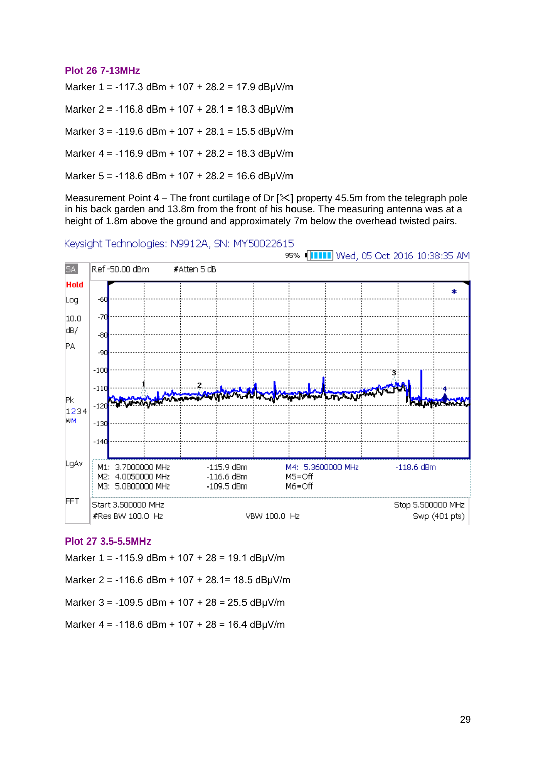### Plot 26 7-13MHz

Marker 1 = -117.3 dBm + 107 + 28.2 = 17.9 dBµV/m

Marker 2 = -116.8 dBm + 107 + 28.1 = 18.3 dBµV/m

Marker 3 = -119.6 dBm + 107 + 28.1 = 15.5 dBµV/m

Marker 4 = -116.9 dBm + 107 + 28.2 = 18.3 dBµV/m

Marker 5 = -118.6 dBm + 107 + 28.2 = 16.6 dBµV/m

Measurement Point 4 – The front curtilage of Dr [✂] property 45.5m from the telegraph pole in his back garden and 13.8m from the front of his house. The measuring antenna was at a height of 1.8m above the ground and approximately 7m below the overhead twisted pairs.

Keysight Technologies: N9912A, SN: MY50022615

95% Wed, 05 Oct 2016 10:38:35 AM

SA | Ref -50.00 dBm | #Atten 5 dB

Hold, Log, 10.0 dB/, PA, Pk 1234 WM, LgAv, FFT

| | | | |
|---|---|---|---|
| M1: 3.7000000 MHz | -115.9 dBm | M4: 5.3600000 MHz | -118.6 dBm |
| M2: 4.0050000 MHz | -116.6 dBm | M5=Off | |
| M3: 5.0800000 MHz | -109.5 dBm | M6=Off | |

Start 3.500000 MHz | Stop 5.500000 MHz

#Res BW 100.0 Hz | VBW 100.0 Hz | Swp (401 pts)

### Plot 27 3.5-5.5MHz

Marker 1 = -115.9 dBm + 107 + 28 = 19.1 dBµV/m

Marker 2 = -116.6 dBm + 107 + 28.1= 18.5 dBµV/m

Marker 3 = -109.5 dBm + 107 + 28 = 25.5 dBµV/m

Marker 4 = -118.6 dBm + 107 + 28 = 16.4 dBµV/m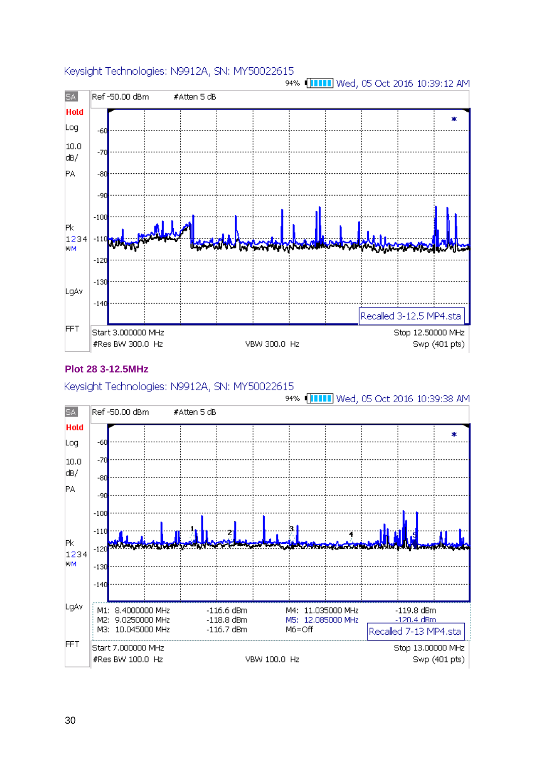Keysight Technologies: N9912A, SN: MY50022615

94% Wed, 05 Oct 2016 10:39:12 AM

SA | Ref -50.00 dBm | #Atten 5 dB

Hold

Log

10.0 dB/

PA

Pk 1234 WM

LgAv

FFT

-60 -70 -80 -90 -100 -110 -120 -130 -140

Recalled 3-12.5 MP4.sta

Start 3.000000 MHz | Stop 12.50000 MHz

#Res BW 300.0 Hz | VBW 300.0 Hz | Swp (401 pts)

**Plot 28 3-12.5MHz**

Keysight Technologies: N9912A, SN: MY50022615

94% Wed, 05 Oct 2016 10:39:38 AM

SA | Ref -50.00 dBm | #Atten 5 dB

Hold

Log

10.0 dB/

PA

Pk 1234 WM

LgAv

FFT

-60 -70 -80 -90 -100 -110 -120 -130 -140

| Marker | Frequency | Level | Marker | Frequency | Level |
|---|---|---|---|---|---|
| M1: | 8.4000000 MHz | -116.6 dBm | M4: | 11.035000 MHz | -119.8 dBm |
| M2: | 9.0250000 MHz | -118.8 dBm | M5: | 12.085000 MHz | -120.4 dBm |
| M3: | 10.045000 MHz | -116.7 dBm | M6=Off | | |

Recalled 7-13 MP4.sta

Start 7.000000 MHz | Stop 13.00000 MHz

#Res BW 100.0 Hz | VBW 100.0 Hz | Swp (401 pts)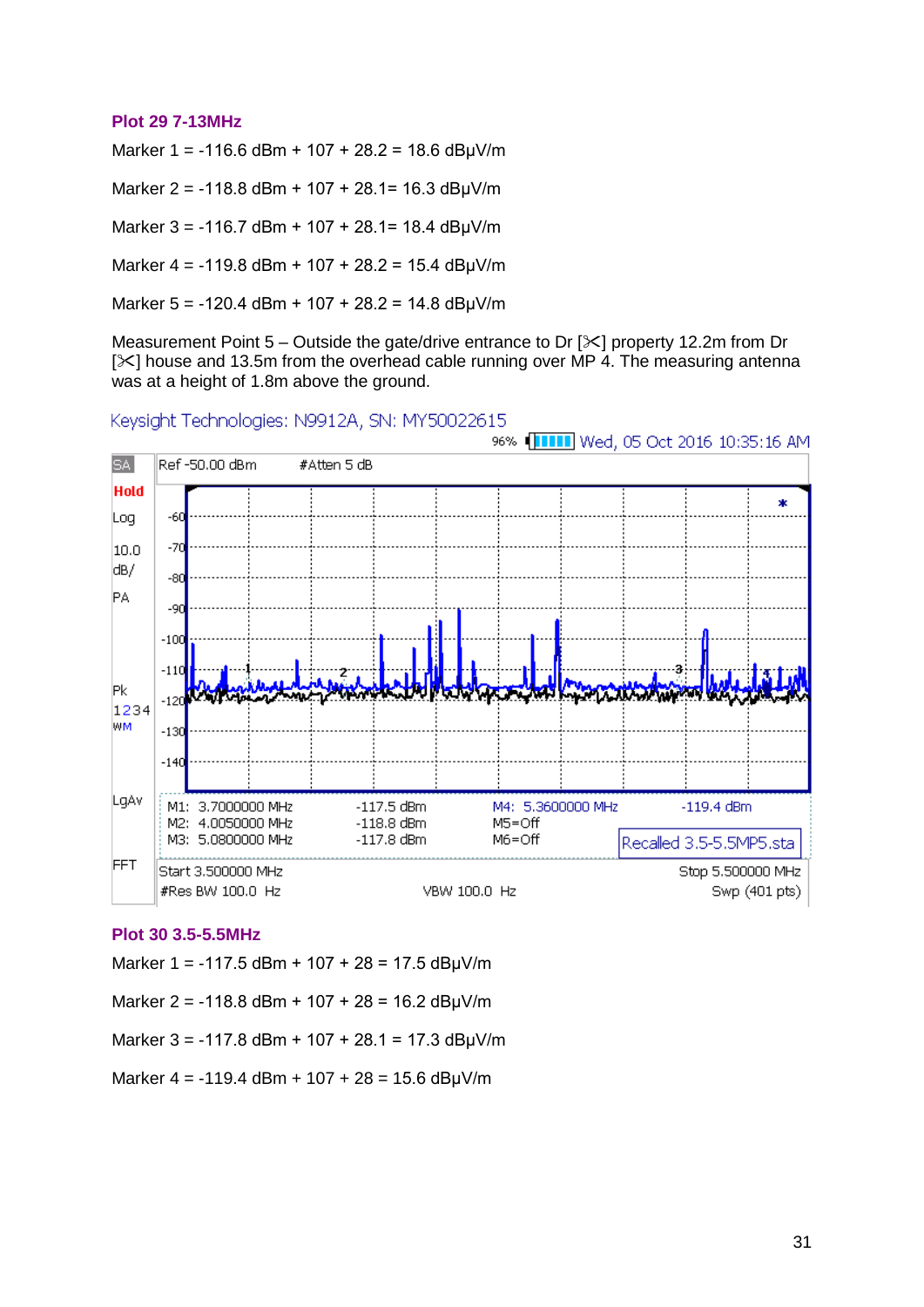### Plot 29 7-13MHz

Marker 1 = -116.6 dBm + 107 + 28.2 = 18.6 dBµV/m

Marker 2 = -118.8 dBm + 107 + 28.1= 16.3 dBµV/m

Marker 3 = -116.7 dBm + 107 + 28.1= 18.4 dBµV/m

Marker 4 = -119.8 dBm + 107 + 28.2 = 15.4 dBµV/m

Marker 5 = -120.4 dBm + 107 + 28.2 = 14.8 dBµV/m

Measurement Point 5 – Outside the gate/drive entrance to Dr [✂] property 12.2m from Dr [✂] house and 13.5m from the overhead cable running over MP 4. The measuring antenna was at a height of 1.8m above the ground.

Keysight Technologies: N9912A, SN: MY50022615

96% Wed, 05 Oct 2016 10:35:16 AM

SA | Ref -50.00 dBm | #Atten 5 dB

Hold, Log, 10.0 dB/, PA, Pk 1234 WM, LgAv, FFT

M1: 3.7000000 MHz -117.5 dBm
M2: 4.0050000 MHz -118.8 dBm
M3: 5.0800000 MHz -117.8 dBm
M4: 5.3600000 MHz -119.4 dBm
M5=Off
M6=Off

Recalled 3.5-5.5MP5.sta

Start 3.500000 MHz | Stop 5.500000 MHz
#Res BW 100.0 Hz | VBW 100.0 Hz | Swp (401 pts)

### Plot 30 3.5-5.5MHz

Marker 1 = -117.5 dBm + 107 + 28 = 17.5 dBµV/m

Marker 2 = -118.8 dBm + 107 + 28 = 16.2 dBµV/m

Marker 3 = -117.8 dBm + 107 + 28.1 = 17.3 dBµV/m

Marker 4 = -119.4 dBm + 107 + 28 = 15.6 dBµV/m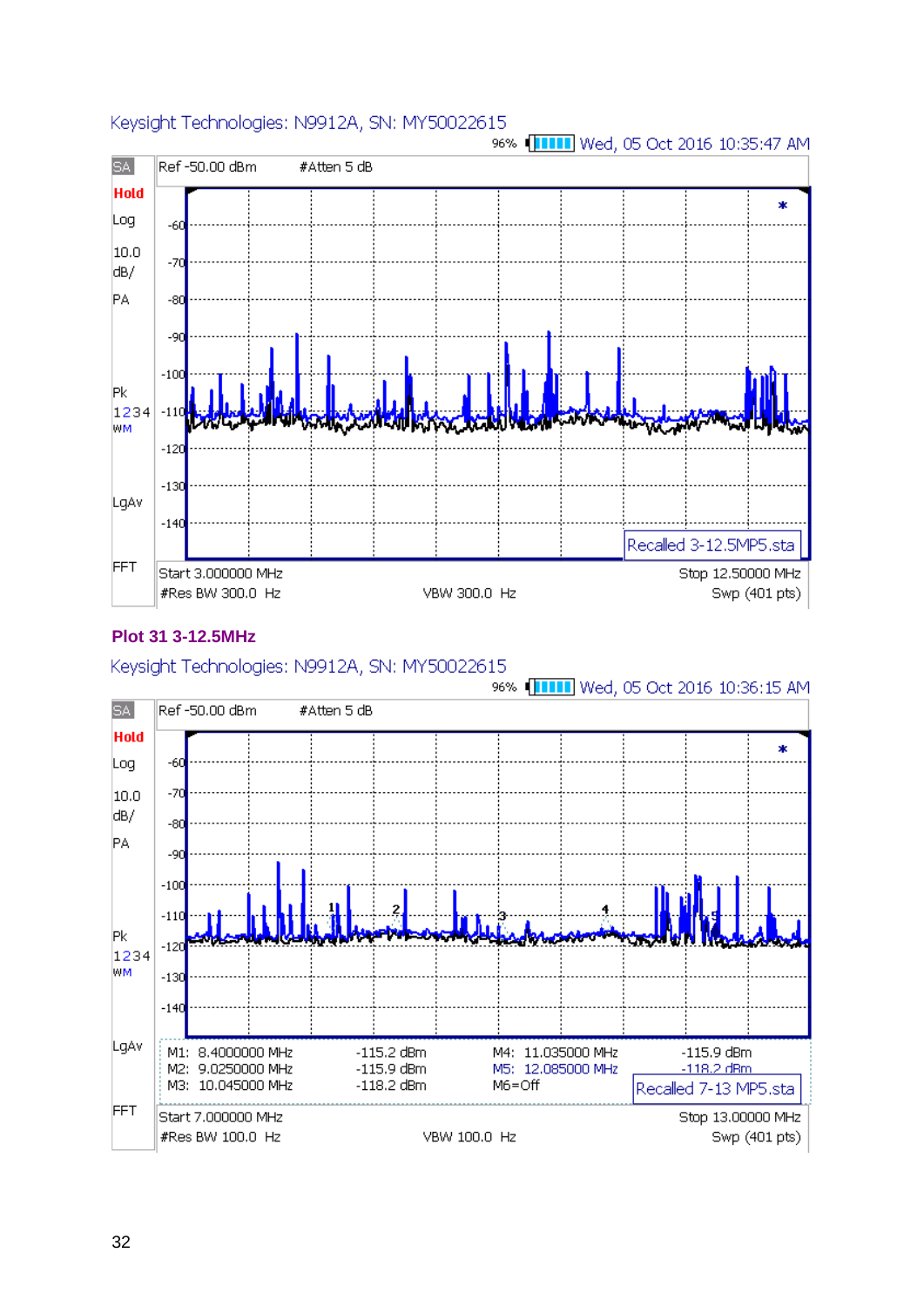Keysight Technologies: N9912A, SN: MY50022615

96% Wed, 05 Oct 2016 10:35:47 AM

SA | Ref -50.00 dBm | #Atten 5 dB

Hold

Log

10.0 dB/

PA

Pk 1234 WM

LgAv

FFT

Recalled 3-12.5MP5.sta

Start 3.000000 MHz | Stop 12.50000 MHz

#Res BW 300.0 Hz | VBW 300.0 Hz | Swp (401 pts)

**Plot 31 3-12.5MHz**

Keysight Technologies: N9912A, SN: MY50022615

96% Wed, 05 Oct 2016 10:36:15 AM

SA | Ref -50.00 dBm | #Atten 5 dB

Hold

Log

10.0 dB/

PA

Pk 1234 WM

LgAv

FFT

| | | | |
|---|---|---|---|
| M1: 8.4000000 MHz | -115.2 dBm | M4: 11.035000 MHz | -115.9 dBm |
| M2: 9.0250000 MHz | -115.9 dBm | M5: 12.085000 MHz | -118.2 dBm |
| M3: 10.045000 MHz | -118.2 dBm | M6=Off | |

Recalled 7-13 MP5.sta

Start 7.000000 MHz | Stop 13.00000 MHz

#Res BW 100.0 Hz | VBW 100.0 Hz | Swp (401 pts)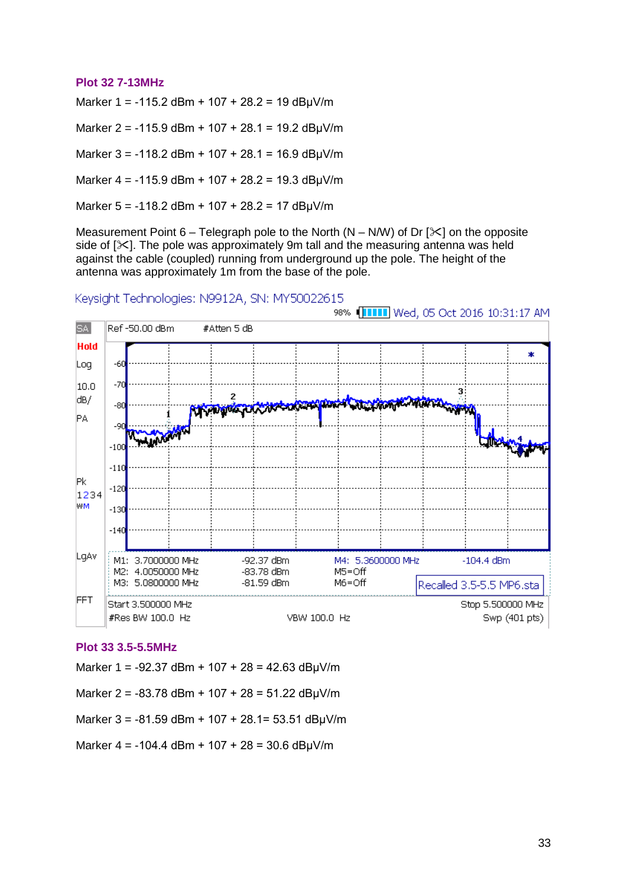**Plot 32 7-13MHz**

Marker 1 = -115.2 dBm + 107 + 28.2 = 19 dBµV/m

Marker 2 = -115.9 dBm + 107 + 28.1 = 19.2 dBµV/m

Marker 3 = -118.2 dBm + 107 + 28.1 = 16.9 dBµV/m

Marker 4 = -115.9 dBm + 107 + 28.2 = 19.3 dBµV/m

Marker 5 = -118.2 dBm + 107 + 28.2 = 17 dBµV/m

Measurement Point 6 – Telegraph pole to the North (N – N/W) of Dr [✂] on the opposite side of [✂]. The pole was approximately 9m tall and the measuring antenna was held against the cable (coupled) running from underground up the pole. The height of the antenna was approximately 1m from the base of the pole.

Keysight Technologies: N9912A, SN: MY50022615
98% Wed, 05 Oct 2016 10:31:17 AM

SA Hold Log 10.0 dB/ PA Pk 1234 WM LgAv FFT
Ref -50.00 dBm #Atten 5 dB

M1: 3.7000000 MHz -92.37 dBm
M2: 4.0050000 MHz -83.78 dBm
M3: 5.0800000 MHz -81.59 dBm
M4: 5.3600000 MHz -104.4 dBm
M5=Off
M6=Off
Recalled 3.5-5.5 MP6.sta

Start 3.500000 MHz Stop 5.500000 MHz
#Res BW 100.0 Hz VBW 100.0 Hz Swp (401 pts)

**Plot 33 3.5-5.5MHz**

Marker 1 = -92.37 dBm + 107 + 28 = 42.63 dBµV/m

Marker 2 = -83.78 dBm + 107 + 28 = 51.22 dBµV/m

Marker 3 = -81.59 dBm + 107 + 28.1= 53.51 dBµV/m

Marker 4 = -104.4 dBm + 107 + 28 = 30.6 dBµV/m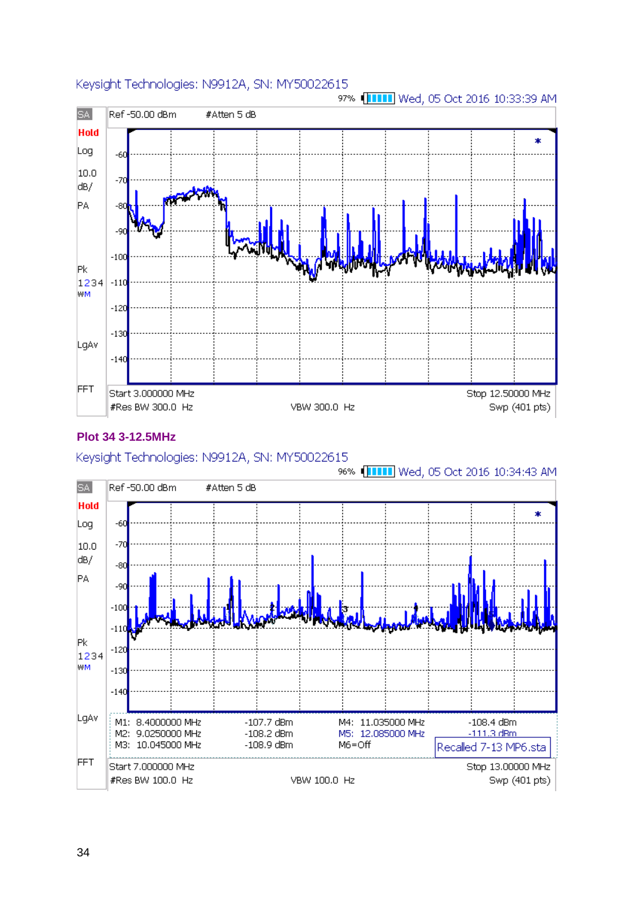Keysight Technologies: N9912A, SN: MY50022615

97% Wed, 05 Oct 2016 10:33:39 AM

SA Ref -50.00 dBm #Atten 5 dB

Hold
Log
10.0
dB/
PA

Pk
1234
WM

LgAv

FFT

Start 3.000000 MHz Stop 12.50000 MHz
#Res BW 300.0 Hz VBW 300.0 Hz Swp (401 pts)

**Plot 34 3-12.5MHz**

Keysight Technologies: N9912A, SN: MY50022615

96% Wed, 05 Oct 2016 10:34:43 AM

SA Ref -50.00 dBm #Atten 5 dB

Hold
Log
10.0
dB/
PA

Pk
1234
WM

LgAv

FFT

| | | | | |
|---|---|---|---|---|
| M1: | 8.4000000 MHz | -107.7 dBm | M4: 11.035000 MHz | -108.4 dBm |
| M2: | 9.0250000 MHz | -108.2 dBm | M5: 12.085000 MHz | -111.3 dBm |
| M3: | 10.045000 MHz | -108.9 dBm | M6=Off | |

Recalled 7-13 MP6.sta

Start 7.000000 MHz Stop 13.00000 MHz
#Res BW 100.0 Hz VBW 100.0 Hz Swp (401 pts)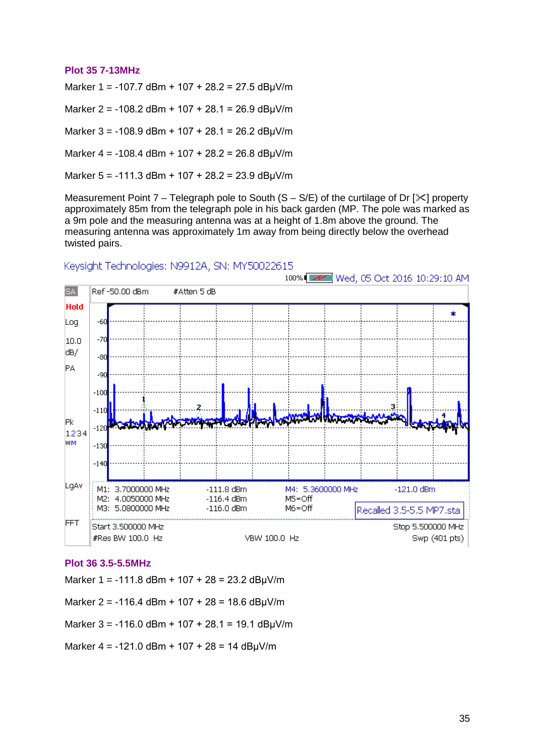### Plot 35 7-13MHz

Marker 1 = -107.7 dBm + 107 + 28.2 = 27.5 dBμV/m

Marker 2 = -108.2 dBm + 107 + 28.1 = 26.9 dBμV/m

Marker 3 = -108.9 dBm + 107 + 28.1 = 26.2 dBμV/m

Marker 4 = -108.4 dBm + 107 + 28.2 = 26.8 dBμV/m

Marker 5 = -111.3 dBm + 107 + 28.2 = 23.9 dBμV/m

Measurement Point 7 – Telegraph pole to South (S – S/E) of the curtilage of Dr [✂] property approximately 85m from the telegraph pole in his back garden (MP. The pole was marked as a 9m pole and the measuring antenna was at a height of 1.8m above the ground. The measuring antenna was approximately 1m away from being directly below the overhead twisted pairs.

Keysight Technologies: N9912A, SN: MY50022615

Wed, 05 Oct 2016 10:29:10 AM

SA | Ref -50.00 dBm | #Atten 5 dB

Hold | Log | 10.0 dB/ | PA | Pk | 1234 WM | LgAv | FFT

| M1: 3.7000000 MHz | -111.8 dBm | M4: 5.3600000 MHz | -121.0 dBm |
|---|---|---|---|
| M2: 4.0050000 MHz | -116.4 dBm | M5=Off | |
| M3: 5.0800000 MHz | -116.0 dBm | M6=Off | Recalled 3.5-5.5 MP7.sta |

Start 3.500000 MHz | Stop 5.500000 MHz

#Res BW 100.0 Hz | VBW 100.0 Hz | Swp (401 pts)

### Plot 36 3.5-5.5MHz

Marker 1 = -111.8 dBm + 107 + 28 = 23.2 dBμV/m

Marker 2 = -116.4 dBm + 107 + 28 = 18.6 dBμV/m

Marker 3 = -116.0 dBm + 107 + 28.1 = 19.1 dBμV/m

Marker 4 = -121.0 dBm + 107 + 28 = 14 dBμV/m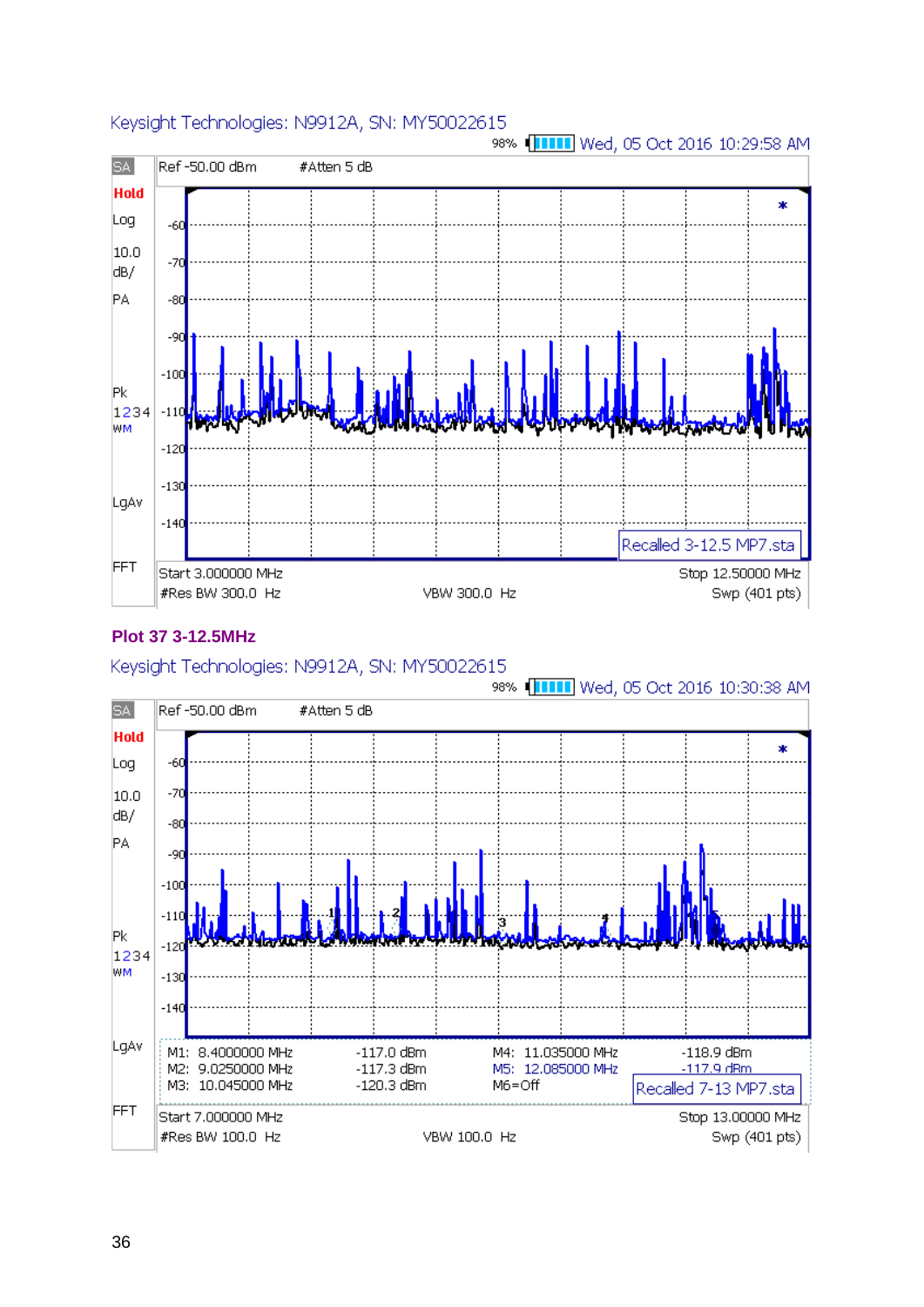Keysight Technologies: N9912A, SN: MY50022615

98% Wed, 05 Oct 2016 10:29:58 AM

SA Ref -50.00 dBm #Atten 5 dB

Hold

Log

10.0 dB/

PA

Pk 1234 WM

LgAv

FFT

Recalled 3-12.5 MP7.sta

Start 3.000000 MHz Stop 12.50000 MHz

#Res BW 300.0 Hz VBW 300.0 Hz Swp (401 pts)

**Plot 37 3-12.5MHz**

Keysight Technologies: N9912A, SN: MY50022615

98% Wed, 05 Oct 2016 10:30:38 AM

SA Ref -50.00 dBm #Atten 5 dB

Hold

Log

10.0 dB/

PA

Pk 1234 WM

LgAv

FFT

| | | | | |
|---|---|---|---|---|
| M1: | 8.4000000 MHz | -117.0 dBm | M4: 11.035000 MHz | -118.9 dBm |
| M2: | 9.0250000 MHz | -117.3 dBm | M5: 12.085000 MHz | -117.9 dBm |
| M3: | 10.045000 MHz | -120.3 dBm | M6=Off | |

Recalled 7-13 MP7.sta

Start 7.000000 MHz Stop 13.00000 MHz

#Res BW 100.0 Hz VBW 100.0 Hz Swp (401 pts)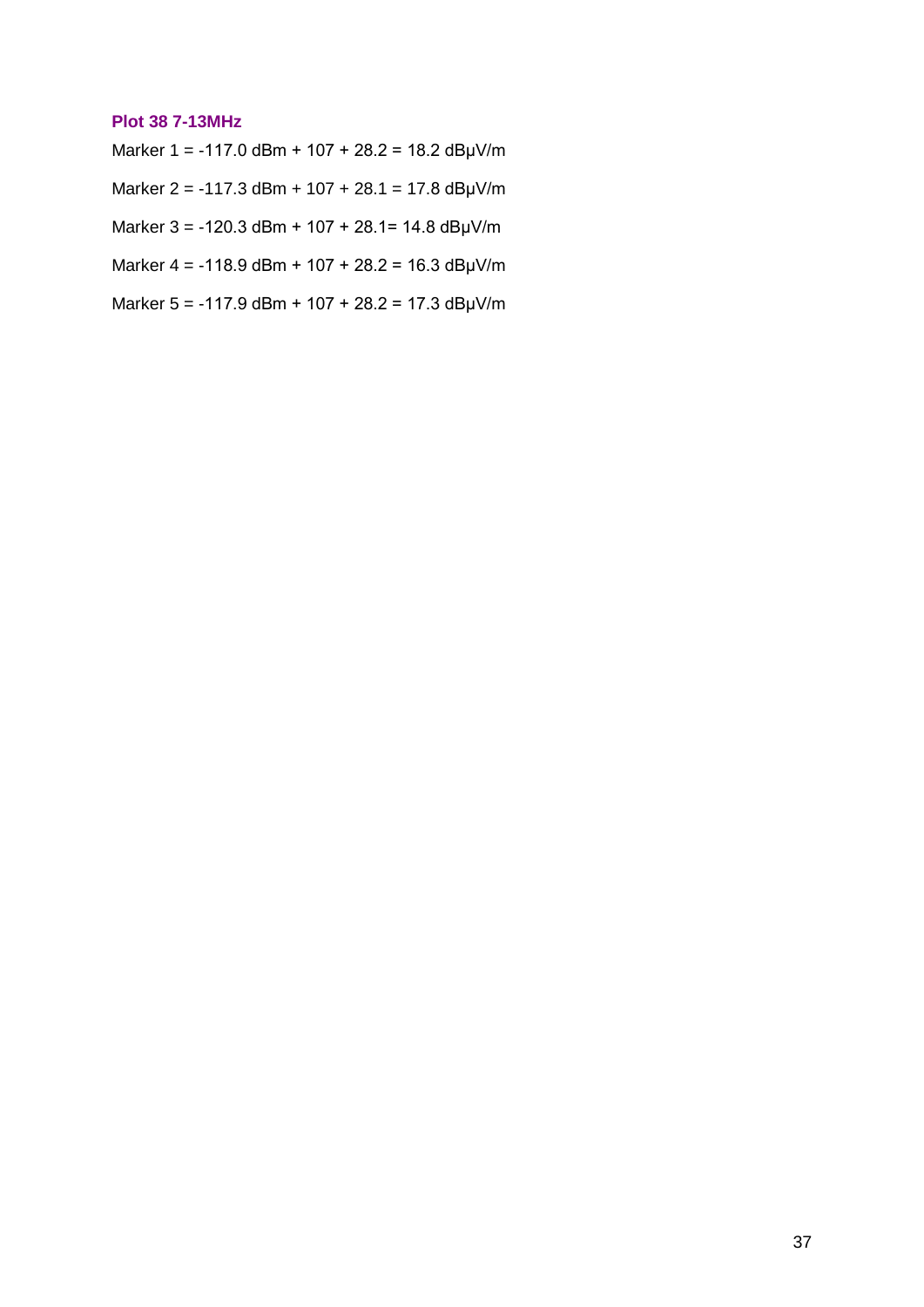### Plot 38 7-13MHz

Marker 1 = -117.0 dBm + 107 + 28.2 = 18.2 dBμV/m

Marker 2 = -117.3 dBm + 107 + 28.1 = 17.8 dBμV/m

Marker 3 = -120.3 dBm + 107 + 28.1= 14.8 dBμV/m

Marker 4 = -118.9 dBm + 107 + 28.2 = 16.3 dBμV/m

Marker 5 = -117.9 dBm + 107 + 28.2 = 17.3 dBμV/m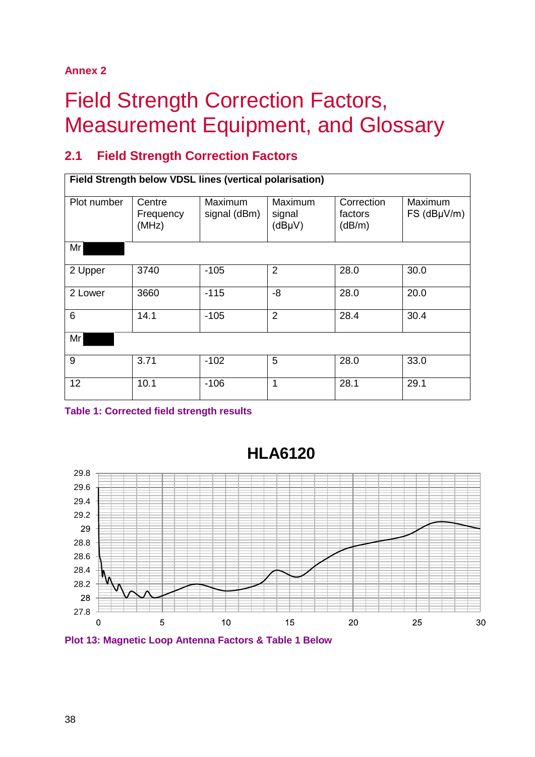Annex 2

# Field Strength Correction Factors, Measurement Equipment, and Glossary

## 2.1 Field Strength Correction Factors

| Field Strength below VDSL lines (vertical polarisation) | | | | | |
|---|---|---|---|---|---|
| Plot number | Centre Frequency (MHz) | Maximum signal (dBm) | Maximum signal (dBμV) | Correction factors (dB/m) | Maximum FS (dBμV/m) |
| Mr | | | | | |
| 2 Upper | 3740 | -105 | 2 | 28.0 | 30.0 |
| 2 Lower | 3660 | -115 | -8 | 28.0 | 20.0 |
| 6 | 14.1 | -105 | 2 | 28.4 | 30.4 |
| Mr | | | | | |
| 9 | 3.71 | -102 | 5 | 28.0 | 33.0 |
| 12 | 10.1 | -106 | 1 | 28.1 | 29.1 |

**Table 1: Corrected field strength results**

**HLA6120**

Plot 13: Magnetic Loop Antenna Factors & Table 1 Below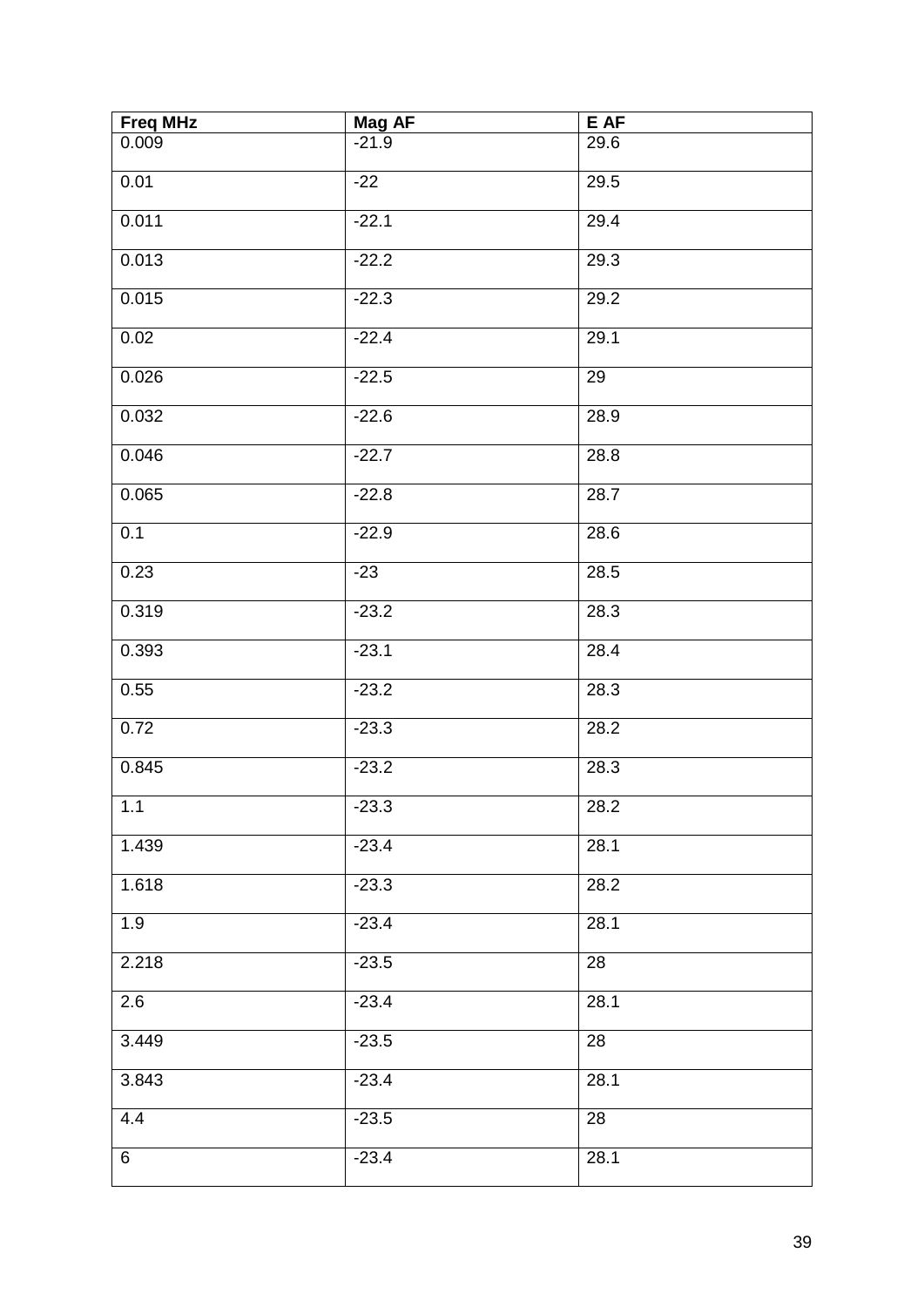| Freq MHz | Mag AF | E AF |
|---|---|---|
| 0.009 | -21.9 | 29.6 |
| 0.01 | -22 | 29.5 |
| 0.011 | -22.1 | 29.4 |
| 0.013 | -22.2 | 29.3 |
| 0.015 | -22.3 | 29.2 |
| 0.02 | -22.4 | 29.1 |
| 0.026 | -22.5 | 29 |
| 0.032 | -22.6 | 28.9 |
| 0.046 | -22.7 | 28.8 |
| 0.065 | -22.8 | 28.7 |
| 0.1 | -22.9 | 28.6 |
| 0.23 | -23 | 28.5 |
| 0.319 | -23.2 | 28.3 |
| 0.393 | -23.1 | 28.4 |
| 0.55 | -23.2 | 28.3 |
| 0.72 | -23.3 | 28.2 |
| 0.845 | -23.2 | 28.3 |
| 1.1 | -23.3 | 28.2 |
| 1.439 | -23.4 | 28.1 |
| 1.618 | -23.3 | 28.2 |
| 1.9 | -23.4 | 28.1 |
| 2.218 | -23.5 | 28 |
| 2.6 | -23.4 | 28.1 |
| 3.449 | -23.5 | 28 |
| 3.843 | -23.4 | 28.1 |
| 4.4 | -23.5 | 28 |
| 6 | -23.4 | 28.1 |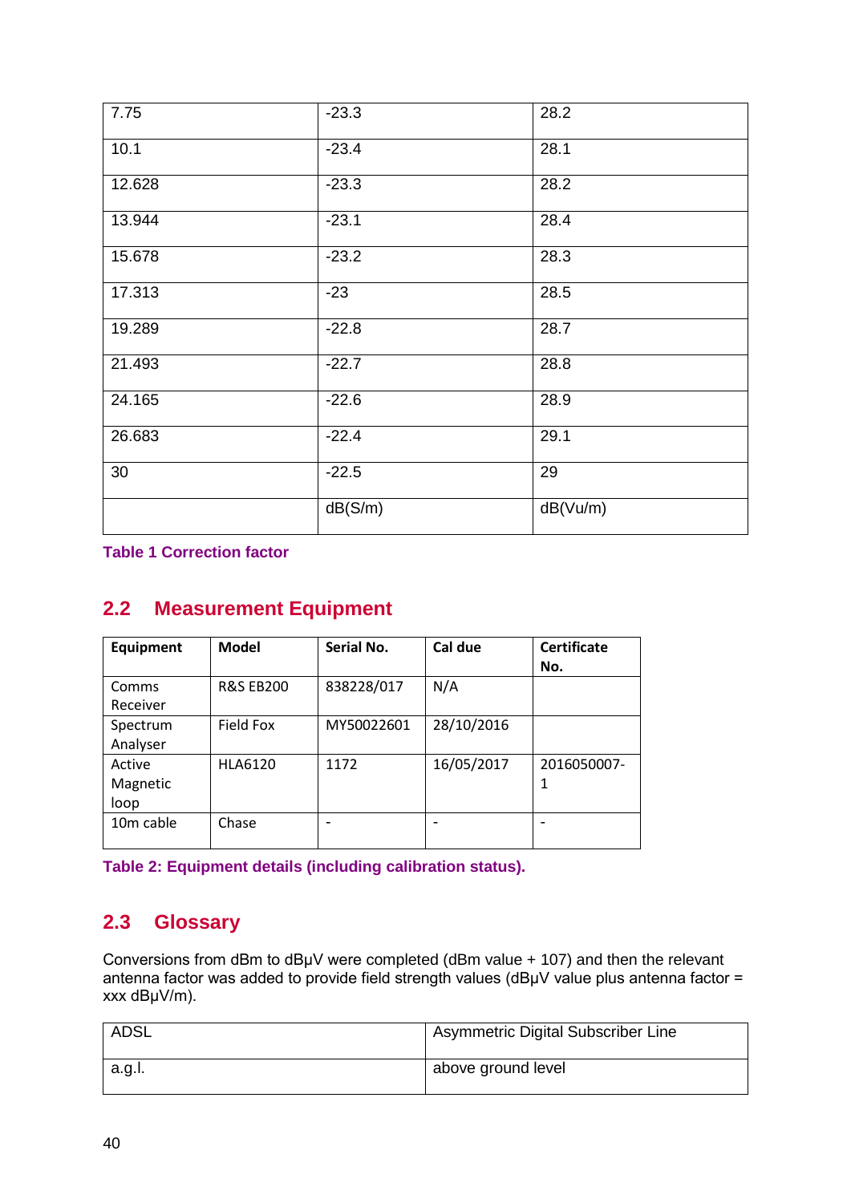| | | |
|---|---|---|
| 7.75 | -23.3 | 28.2 |
| 10.1 | -23.4 | 28.1 |
| 12.628 | -23.3 | 28.2 |
| 13.944 | -23.1 | 28.4 |
| 15.678 | -23.2 | 28.3 |
| 17.313 | -23 | 28.5 |
| 19.289 | -22.8 | 28.7 |
| 21.493 | -22.7 | 28.8 |
| 24.165 | -22.6 | 28.9 |
| 26.683 | -22.4 | 29.1 |
| 30 | -22.5 | 29 |
| | dB(S/m) | dB(Vu/m) |

**Table 1 Correction factor**

## 2.2 Measurement Equipment

| Equipment | Model | Serial No. | Cal due | Certificate No. |
|---|---|---|---|---|
| Comms Receiver | R&S EB200 | 838228/017 | N/A | |
| Spectrum Analyser | Field Fox | MY50022601 | 28/10/2016 | |
| Active Magnetic loop | HLA6120 | 1172 | 16/05/2017 | 2016050007-1 |
| 10m cable | Chase | - | - | - |

**Table 2: Equipment details (including calibration status).**

## 2.3 Glossary

Conversions from dBm to dBµV were completed (dBm value + 107) and then the relevant antenna factor was added to provide field strength values (dBµV value plus antenna factor = xxx dBµV/m).

| | |
|---|---|
| ADSL | Asymmetric Digital Subscriber Line |
| a.g.l. | above ground level |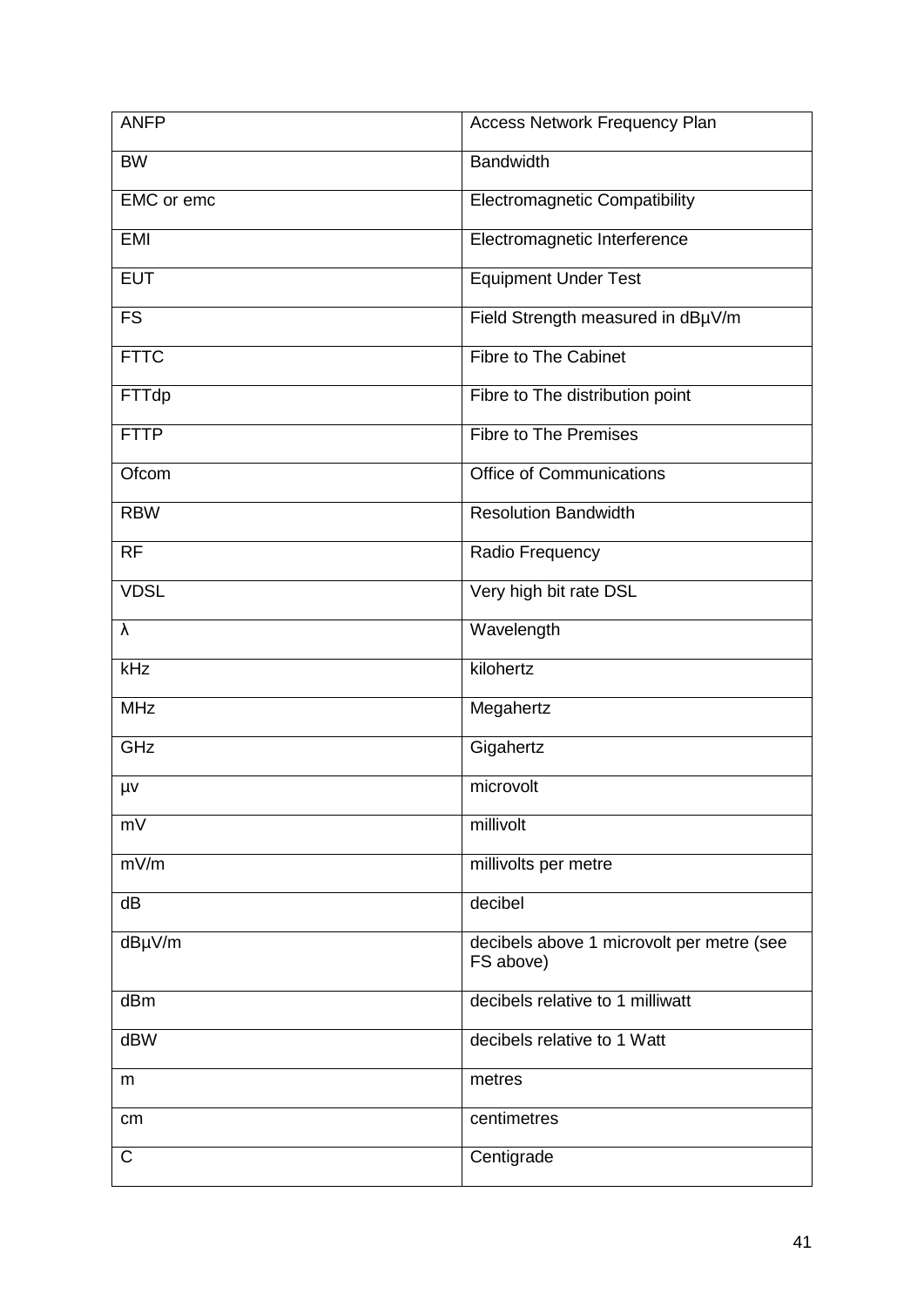| ANFP | Access Network Frequency Plan |
|---|---|
| BW | Bandwidth |
| EMC or emc | Electromagnetic Compatibility |
| EMI | Electromagnetic Interference |
| EUT | Equipment Under Test |
| FS | Field Strength measured in dBµV/m |
| FTTC | Fibre to The Cabinet |
| FTTdp | Fibre to The distribution point |
| FTTP | Fibre to The Premises |
| Ofcom | Office of Communications |
| RBW | Resolution Bandwidth |
| RF | Radio Frequency |
| VDSL | Very high bit rate DSL |
| λ | Wavelength |
| kHz | kilohertz |
| MHz | Megahertz |
| GHz | Gigahertz |
| µv | microvolt |
| mV | millivolt |
| mV/m | millivolts per metre |
| dB | decibel |
| dBµV/m | decibels above 1 microvolt per metre (see FS above) |
| dBm | decibels relative to 1 milliwatt |
| dBW | decibels relative to 1 Watt |
| m | metres |
| cm | centimetres |
| C | Centigrade |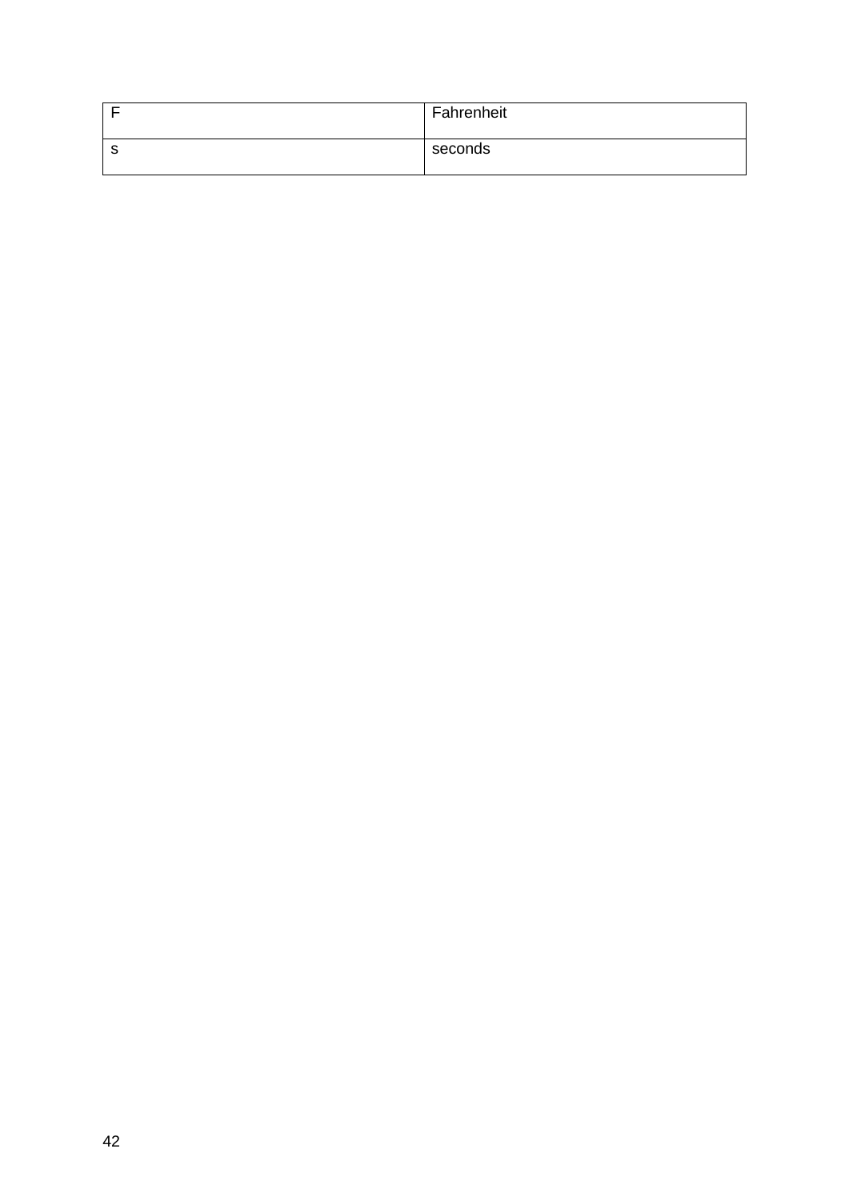| | |
|---|---|
| F | Fahrenheit |
| s | seconds |